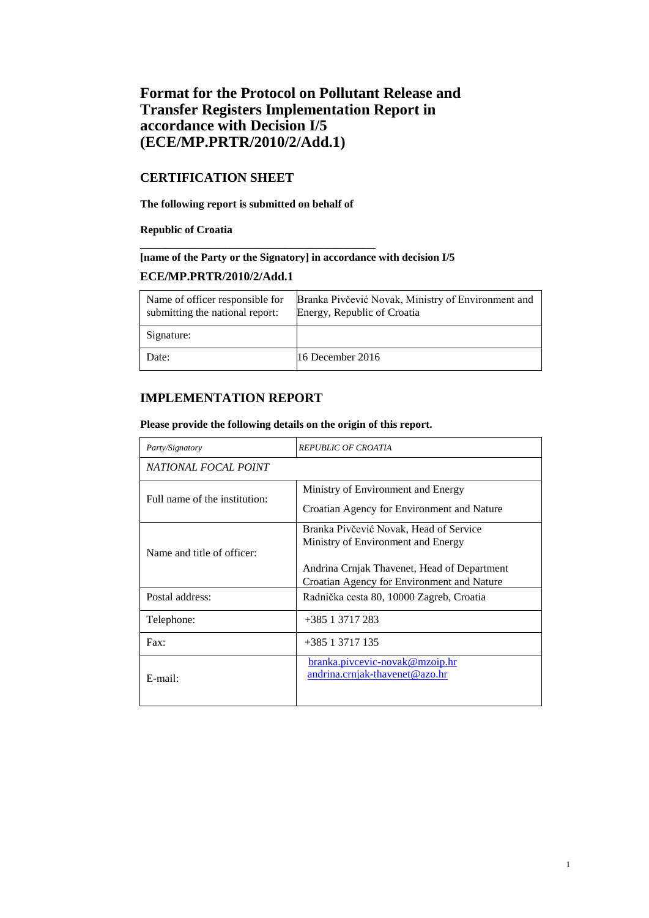# Format for the Protocol on Pollutant Release and Transfer Registers Implementation Report in accordance with Decision I/5 (ECE/MP.PRTR/2010/2/Add.1)

## CERTIFICATION SHEET

**The following report is submitted on behalf of**

**Republic of Croatia**

**______________________________________**

**[name of the Party or the Signatory] in accordance with decision I/5**

**ECE/MP.PRTR/2010/2/Add.1**

| Name of officer responsible for submitting the national report: | Branka Pivčević Novak, Ministry of Environment and Energy, Republic of Croatia |
|---|---|
| Signature: | |
| Date: | 16 December 2016 |

## IMPLEMENTATION REPORT

**Please provide the following details on the origin of this report.**

| *Party/Signatory* | *REPUBLIC OF CROATIA* |
|---|---|
| *NATIONAL FOCAL POINT* | |
| Full name of the institution: | Ministry of Environment and Energy<br>Croatian Agency for Environment and Nature |
| Name and title of officer: | Branka Pivčević Novak, Head of Service<br>Ministry of Environment and Energy<br><br>Andrina Crnjak Thavenet, Head of Department<br>Croatian Agency for Environment and Nature |
| Postal address: | Radnička cesta 80, 10000 Zagreb, Croatia |
| Telephone: | +385 1 3717 283 |
| Fax: | +385 1 3717 135 |
| E-mail: | branka.pivcevic-novak@mzoip.hr<br>andrina.crnjak-thavenet@azo.hr |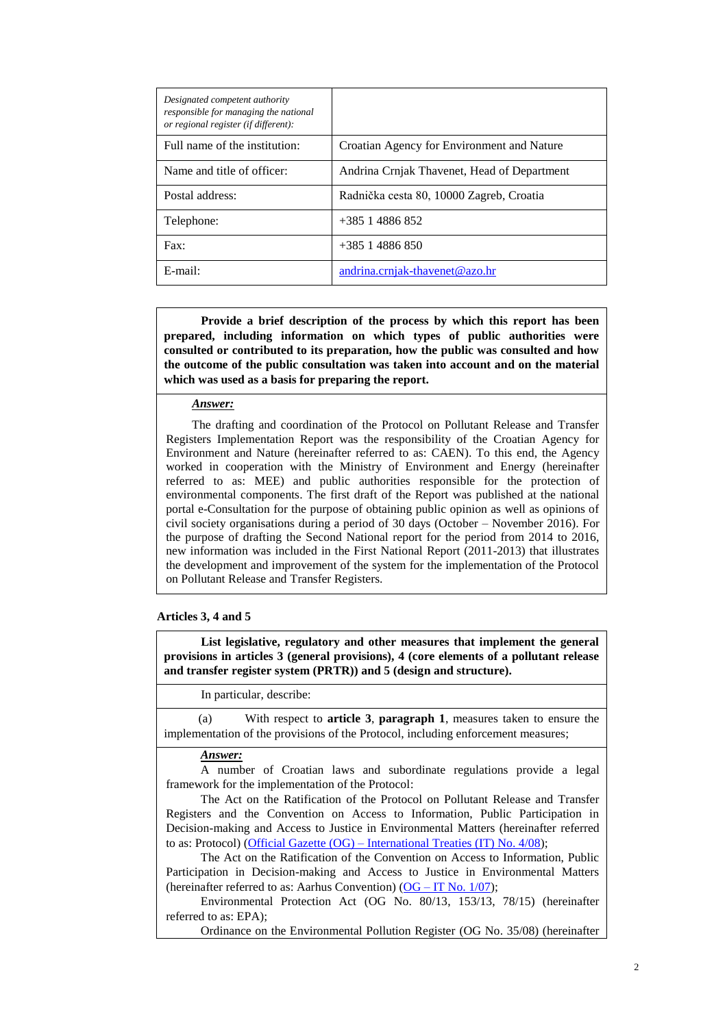| *Designated competent authority responsible for managing the national or regional register (if different):* | |
|---|---|
| Full name of the institution: | Croatian Agency for Environment and Nature |
| Name and title of officer: | Andrina Crnjak Thavenet, Head of Department |
| Postal address: | Radnička cesta 80, 10000 Zagreb, Croatia |
| Telephone: | +385 1 4886 852 |
| Fax: | +385 1 4886 850 |
| E-mail: | andrina.crnjak-thavenet@azo.hr |

**Provide a brief description of the process by which this report has been prepared, including information on which types of public authorities were consulted or contributed to its preparation, how the public was consulted and how the outcome of the public consultation was taken into account and on the material which was used as a basis for preparing the report.**

***Answer:***

The drafting and coordination of the Protocol on Pollutant Release and Transfer Registers Implementation Report was the responsibility of the Croatian Agency for Environment and Nature (hereinafter referred to as: CAEN). To this end, the Agency worked in cooperation with the Ministry of Environment and Energy (hereinafter referred to as: MEE) and public authorities responsible for the protection of environmental components. The first draft of the Report was published at the national portal e-Consultation for the purpose of obtaining public opinion as well as opinions of civil society organisations during a period of 30 days (October – November 2016). For the purpose of drafting the Second National report for the period from 2014 to 2016, new information was included in the First National Report (2011-2013) that illustrates the development and improvement of the system for the implementation of the Protocol on Pollutant Release and Transfer Registers.

**Articles 3, 4 and 5**

**List legislative, regulatory and other measures that implement the general provisions in articles 3 (general provisions), 4 (core elements of a pollutant release and transfer register system (PRTR)) and 5 (design and structure).**

In particular, describe:

(a) With respect to **article 3**, **paragraph 1**, measures taken to ensure the implementation of the provisions of the Protocol, including enforcement measures;

***Answer:***

A number of Croatian laws and subordinate regulations provide a legal framework for the implementation of the Protocol:

The Act on the Ratification of the Protocol on Pollutant Release and Transfer Registers and the Convention on Access to Information, Public Participation in Decision-making and Access to Justice in Environmental Matters (hereinafter referred to as: Protocol) (Official Gazette (OG) – International Treaties (IT) No. 4/08);

The Act on the Ratification of the Convention on Access to Information, Public Participation in Decision-making and Access to Justice in Environmental Matters (hereinafter referred to as: Aarhus Convention) (OG – IT No. 1/07);

Environmental Protection Act (OG No. 80/13, 153/13, 78/15) (hereinafter referred to as: EPA);

Ordinance on the Environmental Pollution Register (OG No. 35/08) (hereinafter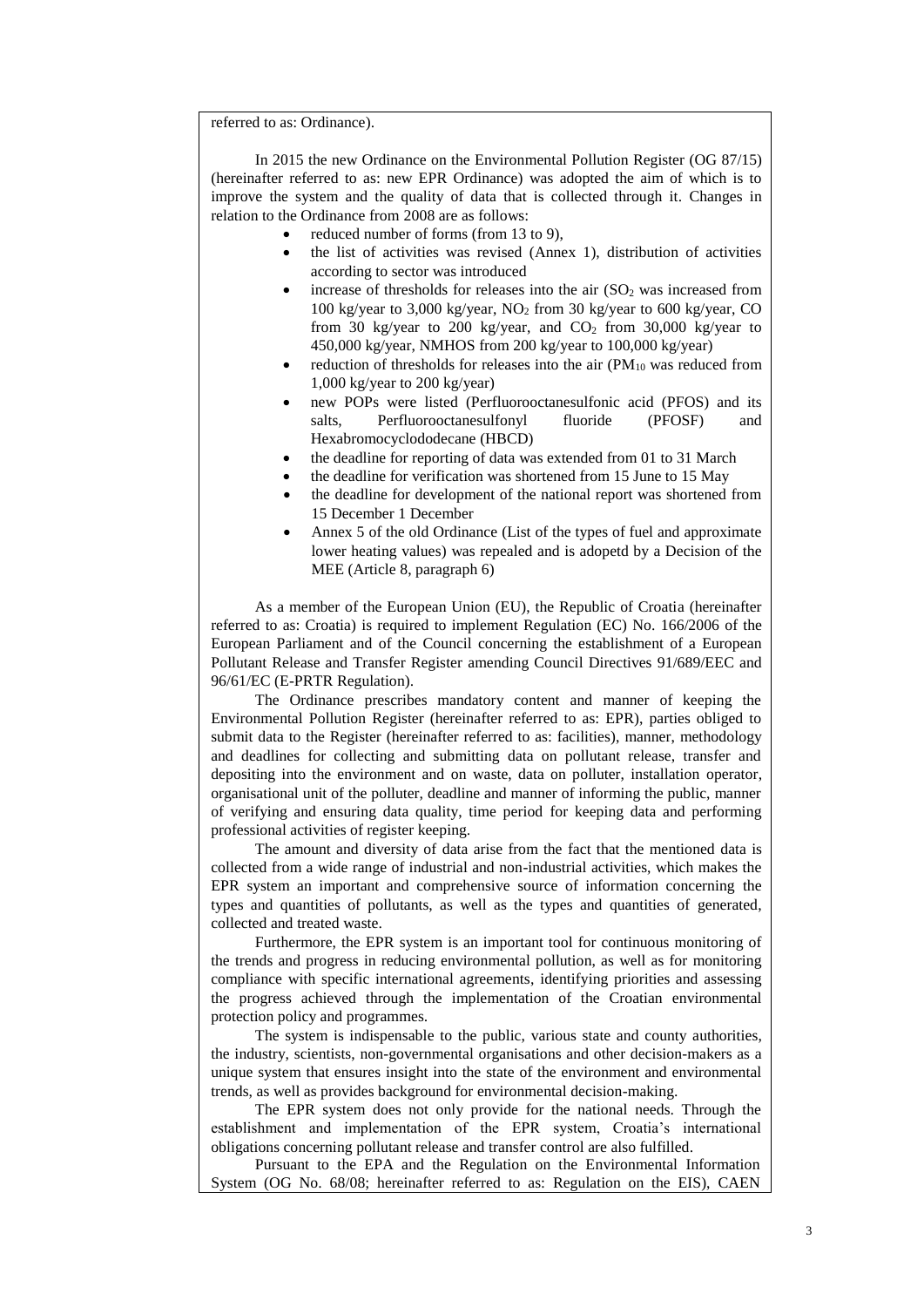referred to as: Ordinance).

In 2015 the new Ordinance on the Environmental Pollution Register (OG 87/15) (hereinafter referred to as: new EPR Ordinance) was adopted the aim of which is to improve the system and the quality of data that is collected through it. Changes in relation to the Ordinance from 2008 are as follows:

- reduced number of forms (from 13 to 9),
- the list of activities was revised (Annex 1), distribution of activities according to sector was introduced
- increase of thresholds for releases into the air ($SO_2$ was increased from 100 kg/year to 3,000 kg/year, $NO_2$ from 30 kg/year to 600 kg/year, CO from 30 kg/year to 200 kg/year, and $CO_2$ from 30,000 kg/year to 450,000 kg/year, NMHOS from 200 kg/year to 100,000 kg/year)
- reduction of thresholds for releases into the air ($PM_{10}$ was reduced from 1,000 kg/year to 200 kg/year)
- new POPs were listed (Perfluorooctanesulfonic acid (PFOS) and its salts, Perfluorooctanesulfonyl fluoride (PFOSF) and Hexabromocyclododecane (HBCD)
- the deadline for reporting of data was extended from 01 to 31 March
- the deadline for verification was shortened from 15 June to 15 May
- the deadline for development of the national report was shortened from 15 December 1 December
- Annex 5 of the old Ordinance (List of the types of fuel and approximate lower heating values) was repealed and is adopetd by a Decision of the MEE (Article 8, paragraph 6)

As a member of the European Union (EU), the Republic of Croatia (hereinafter referred to as: Croatia) is required to implement Regulation (EC) No. 166/2006 of the European Parliament and of the Council concerning the establishment of a European Pollutant Release and Transfer Register amending Council Directives 91/689/EEC and 96/61/EC (E-PRTR Regulation).

The Ordinance prescribes mandatory content and manner of keeping the Environmental Pollution Register (hereinafter referred to as: EPR), parties obliged to submit data to the Register (hereinafter referred to as: facilities), manner, methodology and deadlines for collecting and submitting data on pollutant release, transfer and depositing into the environment and on waste, data on polluter, installation operator, organisational unit of the polluter, deadline and manner of informing the public, manner of verifying and ensuring data quality, time period for keeping data and performing professional activities of register keeping.

The amount and diversity of data arise from the fact that the mentioned data is collected from a wide range of industrial and non-industrial activities, which makes the EPR system an important and comprehensive source of information concerning the types and quantities of pollutants, as well as the types and quantities of generated, collected and treated waste.

Furthermore, the EPR system is an important tool for continuous monitoring of the trends and progress in reducing environmental pollution, as well as for monitoring compliance with specific international agreements, identifying priorities and assessing the progress achieved through the implementation of the Croatian environmental protection policy and programmes.

The system is indispensable to the public, various state and county authorities, the industry, scientists, non-governmental organisations and other decision-makers as a unique system that ensures insight into the state of the environment and environmental trends, as well as provides background for environmental decision-making.

The EPR system does not only provide for the national needs. Through the establishment and implementation of the EPR system, Croatia's international obligations concerning pollutant release and transfer control are also fulfilled.

Pursuant to the EPA and the Regulation on the Environmental Information System (OG No. 68/08; hereinafter referred to as: Regulation on the EIS), CAEN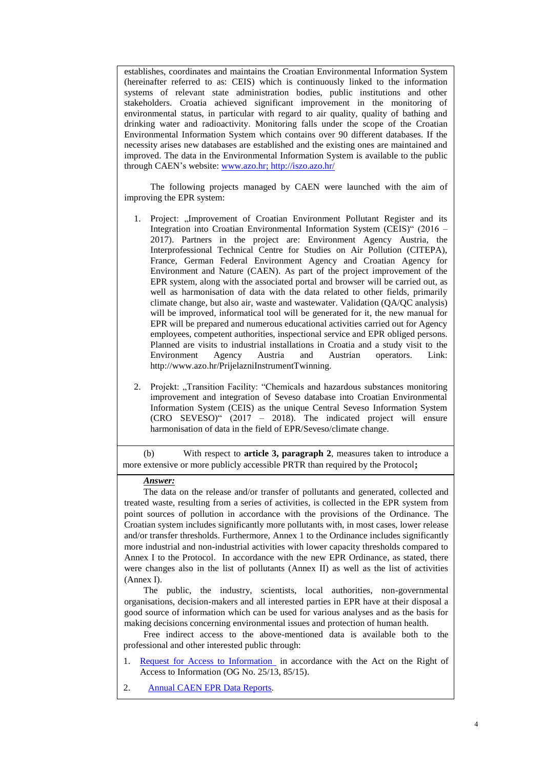establishes, coordinates and maintains the Croatian Environmental Information System (hereinafter referred to as: CEIS) which is continuously linked to the information systems of relevant state administration bodies, public institutions and other stakeholders. Croatia achieved significant improvement in the monitoring of environmental status, in particular with regard to air quality, quality of bathing and drinking water and radioactivity. Monitoring falls under the scope of the Croatian Environmental Information System which contains over 90 different databases. If the necessity arises new databases are established and the existing ones are maintained and improved. The data in the Environmental Information System is available to the public through CAEN's website: www.azo.hr; http://iszo.azo.hr/

The following projects managed by CAEN were launched with the aim of improving the EPR system:

1. Project: „Improvement of Croatian Environment Pollutant Register and its Integration into Croatian Environmental Information System (CEIS)" (2016 – 2017). Partners in the project are: Environment Agency Austria, the Interprofessional Technical Centre for Studies on Air Pollution (CITEPA), France, German Federal Environment Agency and Croatian Agency for Environment and Nature (CAEN). As part of the project improvement of the EPR system, along with the associated portal and browser will be carried out, as well as harmonisation of data with the data related to other fields, primarily climate change, but also air, waste and wastewater. Validation (QA/QC analysis) will be improved, informatical tool will be generated for it, the new manual for EPR will be prepared and numerous educational activities carried out for Agency employees, competent authorities, inspectional service and EPR obliged persons. Planned are visits to industrial installations in Croatia and a study visit to the Environment Agency Austria and Austrian operators. Link: http://www.azo.hr/PrijelazniInstrumentTwinning.

2. Projekt: „Transition Facility: "Chemicals and hazardous substances monitoring improvement and integration of Seveso database into Croatian Environmental Information System (CEIS) as the unique Central Seveso Information System (CRO SEVESO)" (2017 – 2018). The indicated project will ensure harmonisation of data in the field of EPR/Seveso/climate change.

(b) With respect to **article 3, paragraph 2**, measures taken to introduce a more extensive or more publicly accessible PRTR than required by the Protocol**;**

***Answer:***

The data on the release and/or transfer of pollutants and generated, collected and treated waste, resulting from a series of activities, is collected in the EPR system from point sources of pollution in accordance with the provisions of the Ordinance. The Croatian system includes significantly more pollutants with, in most cases, lower release and/or transfer thresholds. Furthermore, Annex 1 to the Ordinance includes significantly more industrial and non-industrial activities with lower capacity thresholds compared to Annex I to the Protocol. In accordance with the new EPR Ordinance, as stated, there were changes also in the list of pollutants (Annex II) as well as the list of activities (Annex I).

The public, the industry, scientists, local authorities, non-governmental organisations, decision-makers and all interested parties in EPR have at their disposal a good source of information which can be used for various analyses and as the basis for making decisions concerning environmental issues and protection of human health.

Free indirect access to the above-mentioned data is available both to the professional and other interested public through:

1. Request for Access to Information in accordance with the Act on the Right of Access to Information (OG No. 25/13, 85/15).
2. Annual CAEN EPR Data Reports.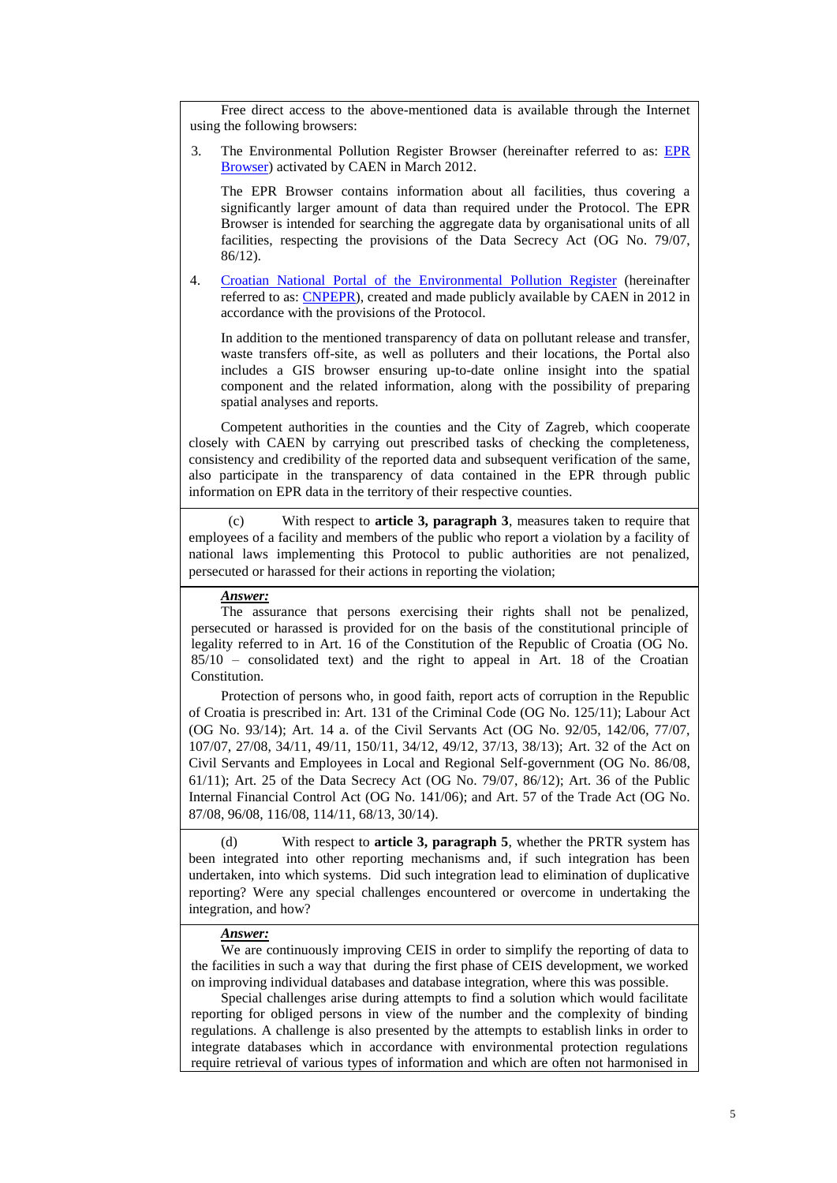Free direct access to the above-mentioned data is available through the Internet using the following browsers:

3. The Environmental Pollution Register Browser (hereinafter referred to as: EPR Browser) activated by CAEN in March 2012.

   The EPR Browser contains information about all facilities, thus covering a significantly larger amount of data than required under the Protocol. The EPR Browser is intended for searching the aggregate data by organisational units of all facilities, respecting the provisions of the Data Secrecy Act (OG No. 79/07, 86/12).

4. Croatian National Portal of the Environmental Pollution Register (hereinafter referred to as: CNPEPR), created and made publicly available by CAEN in 2012 in accordance with the provisions of the Protocol.

   In addition to the mentioned transparency of data on pollutant release and transfer, waste transfers off-site, as well as polluters and their locations, the Portal also includes a GIS browser ensuring up-to-date online insight into the spatial component and the related information, along with the possibility of preparing spatial analyses and reports.

Competent authorities in the counties and the City of Zagreb, which cooperate closely with CAEN by carrying out prescribed tasks of checking the completeness, consistency and credibility of the reported data and subsequent verification of the same, also participate in the transparency of data contained in the EPR through public information on EPR data in the territory of their respective counties.

(c) With respect to **article 3, paragraph 3**, measures taken to require that employees of a facility and members of the public who report a violation by a facility of national laws implementing this Protocol to public authorities are not penalized, persecuted or harassed for their actions in reporting the violation;

***Answer:***

The assurance that persons exercising their rights shall not be penalized, persecuted or harassed is provided for on the basis of the constitutional principle of legality referred to in Art. 16 of the Constitution of the Republic of Croatia (OG No. 85/10 – consolidated text) and the right to appeal in Art. 18 of the Croatian Constitution.

Protection of persons who, in good faith, report acts of corruption in the Republic of Croatia is prescribed in: Art. 131 of the Criminal Code (OG No. 125/11); Labour Act (OG No. 93/14); Art. 14 a. of the Civil Servants Act (OG No. 92/05, 142/06, 77/07, 107/07, 27/08, 34/11, 49/11, 150/11, 34/12, 49/12, 37/13, 38/13); Art. 32 of the Act on Civil Servants and Employees in Local and Regional Self-government (OG No. 86/08, 61/11); Art. 25 of the Data Secrecy Act (OG No. 79/07, 86/12); Art. 36 of the Public Internal Financial Control Act (OG No. 141/06); and Art. 57 of the Trade Act (OG No. 87/08, 96/08, 116/08, 114/11, 68/13, 30/14).

(d) With respect to **article 3, paragraph 5**, whether the PRTR system has been integrated into other reporting mechanisms and, if such integration has been undertaken, into which systems. Did such integration lead to elimination of duplicative reporting? Were any special challenges encountered or overcome in undertaking the integration, and how?

***Answer:***

We are continuously improving CEIS in order to simplify the reporting of data to the facilities in such a way that during the first phase of CEIS development, we worked on improving individual databases and database integration, where this was possible.

Special challenges arise during attempts to find a solution which would facilitate reporting for obliged persons in view of the number and the complexity of binding regulations. A challenge is also presented by the attempts to establish links in order to integrate databases which in accordance with environmental protection regulations require retrieval of various types of information and which are often not harmonised in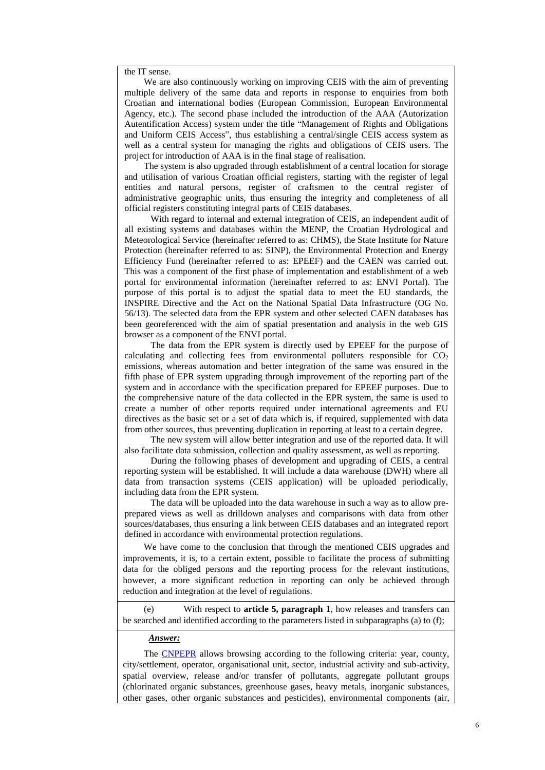the IT sense.

We are also continuously working on improving CEIS with the aim of preventing multiple delivery of the same data and reports in response to enquiries from both Croatian and international bodies (European Commission, European Environmental Agency, etc.). The second phase included the introduction of the AAA (Autorization Autentification Access) system under the title "Management of Rights and Obligations and Uniform CEIS Access", thus establishing a central/single CEIS access system as well as a central system for managing the rights and obligations of CEIS users. The project for introduction of AAA is in the final stage of realisation.

The system is also upgraded through establishment of a central location for storage and utilisation of various Croatian official registers, starting with the register of legal entities and natural persons, register of craftsmen to the central register of administrative geographic units, thus ensuring the integrity and completeness of all official registers constituting integral parts of CEIS databases.

With regard to internal and external integration of CEIS, an independent audit of all existing systems and databases within the MENP, the Croatian Hydrological and Meteorological Service (hereinafter referred to as: CHMS), the State Institute for Nature Protection (hereinafter referred to as: SINP), the Environmental Protection and Energy Efficiency Fund (hereinafter referred to as: EPEEF) and the CAEN was carried out. This was a component of the first phase of implementation and establishment of a web portal for environmental information (hereinafter referred to as: ENVI Portal). The purpose of this portal is to adjust the spatial data to meet the EU standards, the INSPIRE Directive and the Act on the National Spatial Data Infrastructure (OG No. 56/13). The selected data from the EPR system and other selected CAEN databases has been georeferenced with the aim of spatial presentation and analysis in the web GIS browser as a component of the ENVI portal.

The data from the EPR system is directly used by EPEEF for the purpose of calculating and collecting fees from environmental polluters responsible for $CO_2$ emissions, whereas automation and better integration of the same was ensured in the fifth phase of EPR system upgrading through improvement of the reporting part of the system and in accordance with the specification prepared for EPEEF purposes. Due to the comprehensive nature of the data collected in the EPR system, the same is used to create a number of other reports required under international agreements and EU directives as the basic set or a set of data which is, if required, supplemented with data from other sources, thus preventing duplication in reporting at least to a certain degree.

The new system will allow better integration and use of the reported data. It will also facilitate data submission, collection and quality assessment, as well as reporting.

During the following phases of development and upgrading of CEIS, a central reporting system will be established. It will include a data warehouse (DWH) where all data from transaction systems (CEIS application) will be uploaded periodically, including data from the EPR system.

The data will be uploaded into the data warehouse in such a way as to allow pre-prepared views as well as drilldown analyses and comparisons with data from other sources/databases, thus ensuring a link between CEIS databases and an integrated report defined in accordance with environmental protection regulations.

We have come to the conclusion that through the mentioned CEIS upgrades and improvements, it is, to a certain extent, possible to facilitate the process of submitting data for the obliged persons and the reporting process for the relevant institutions, however, a more significant reduction in reporting can only be achieved through reduction and integration at the level of regulations.

(e) With respect to **article 5, paragraph 1**, how releases and transfers can be searched and identified according to the parameters listed in subparagraphs (a) to (f);

***Answer:***

The CNPEPR allows browsing according to the following criteria: year, county, city/settlement, operator, organisational unit, sector, industrial activity and sub-activity, spatial overview, release and/or transfer of pollutants, aggregate pollutant groups (chlorinated organic substances, greenhouse gases, heavy metals, inorganic substances, other gases, other organic substances and pesticides), environmental components (air,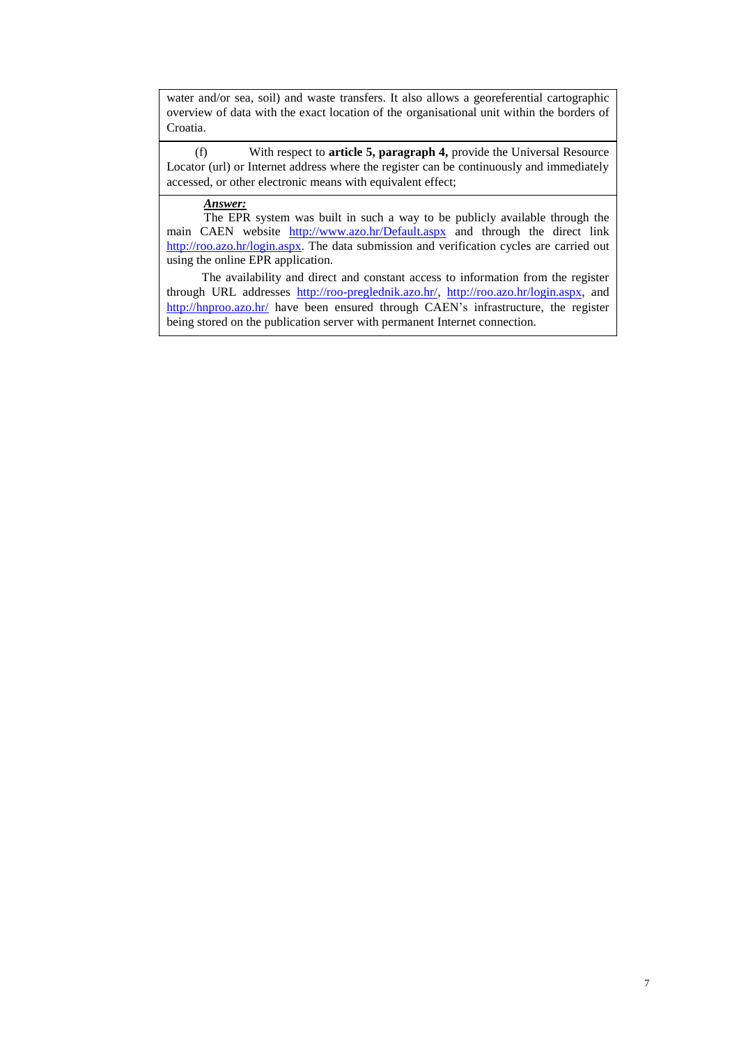water and/or sea, soil) and waste transfers. It also allows a georeferential cartographic overview of data with the exact location of the organisational unit within the borders of Croatia.

(f) With respect to **article 5, paragraph 4,** provide the Universal Resource Locator (url) or Internet address where the register can be continuously and immediately accessed, or other electronic means with equivalent effect;

***Answer:***

The EPR system was built in such a way to be publicly available through the main CAEN website http://www.azo.hr/Default.aspx and through the direct link http://roo.azo.hr/login.aspx. The data submission and verification cycles are carried out using the online EPR application.

The availability and direct and constant access to information from the register through URL addresses http://roo-preglednik.azo.hr/, http://roo.azo.hr/login.aspx, and http://hnproo.azo.hr/ have been ensured through CAEN's infrastructure, the register being stored on the publication server with permanent Internet connection.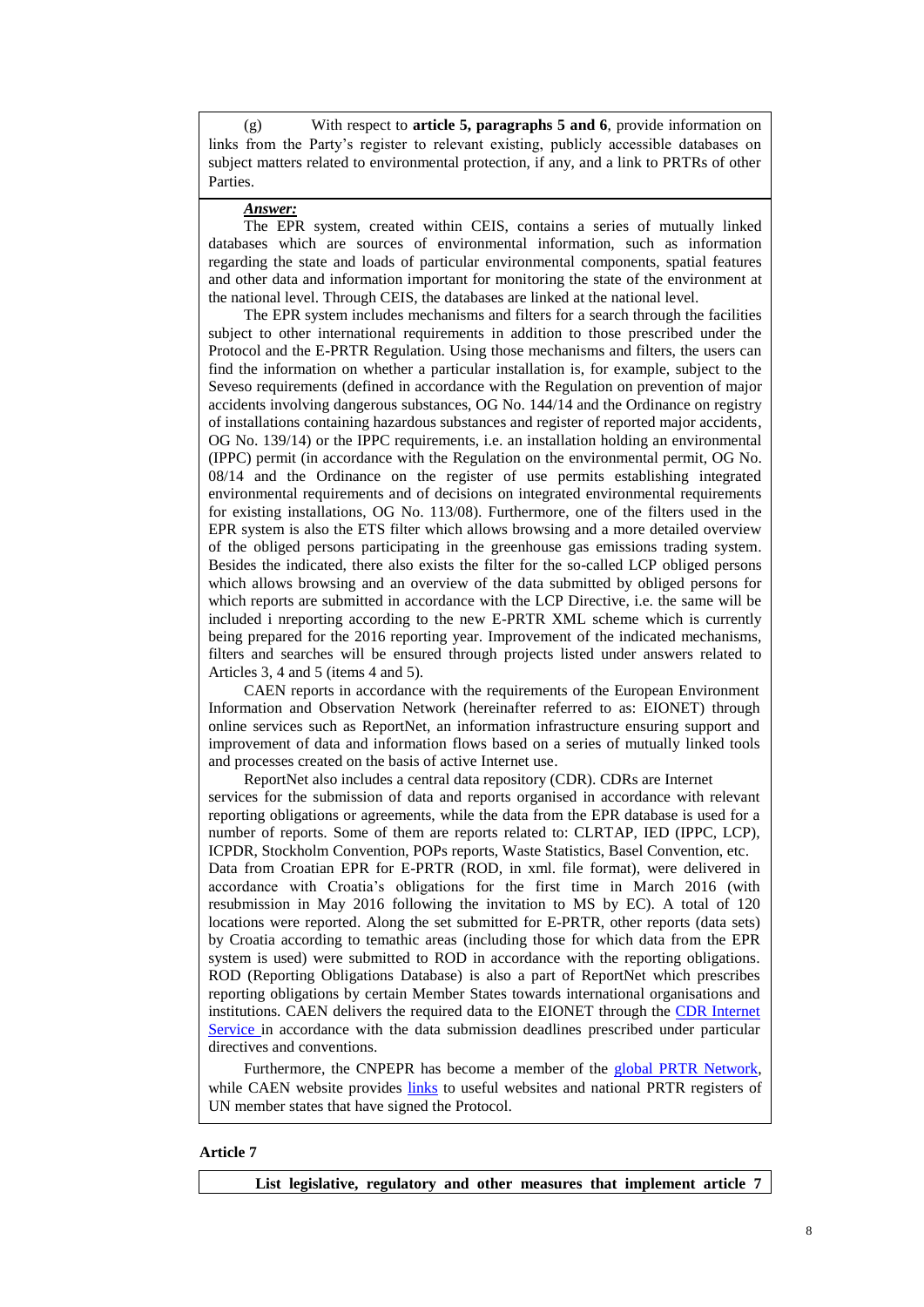(g) With respect to **article 5, paragraphs 5 and 6**, provide information on links from the Party's register to relevant existing, publicly accessible databases on subject matters related to environmental protection, if any, and a link to PRTRs of other Parties.

***Answer:***

The EPR system, created within CEIS, contains a series of mutually linked databases which are sources of environmental information, such as information regarding the state and loads of particular environmental components, spatial features and other data and information important for monitoring the state of the environment at the national level. Through CEIS, the databases are linked at the national level.

The EPR system includes mechanisms and filters for a search through the facilities subject to other international requirements in addition to those prescribed under the Protocol and the E-PRTR Regulation. Using those mechanisms and filters, the users can find the information on whether a particular installation is, for example, subject to the Seveso requirements (defined in accordance with the Regulation on prevention of major accidents involving dangerous substances, OG No. 144/14 and the Ordinance on registry of installations containing hazardous substances and register of reported major accidents, OG No. 139/14) or the IPPC requirements, i.e. an installation holding an environmental (IPPC) permit (in accordance with the Regulation on the environmental permit, OG No. 08/14 and the Ordinance on the register of use permits establishing integrated environmental requirements and of decisions on integrated environmental requirements for existing installations, OG No. 113/08). Furthermore, one of the filters used in the EPR system is also the ETS filter which allows browsing and a more detailed overview of the obliged persons participating in the greenhouse gas emissions trading system. Besides the indicated, there also exists the filter for the so-called LCP obliged persons which allows browsing and an overview of the data submitted by obliged persons for which reports are submitted in accordance with the LCP Directive, i.e. the same will be included i nreporting according to the new E-PRTR XML scheme which is currently being prepared for the 2016 reporting year. Improvement of the indicated mechanisms, filters and searches will be ensured through projects listed under answers related to Articles 3, 4 and 5 (items 4 and 5).

CAEN reports in accordance with the requirements of the European Environment Information and Observation Network (hereinafter referred to as: EIONET) through online services such as ReportNet, an information infrastructure ensuring support and improvement of data and information flows based on a series of mutually linked tools and processes created on the basis of active Internet use.

ReportNet also includes a central data repository (CDR). CDRs are Internet services for the submission of data and reports organised in accordance with relevant reporting obligations or agreements, while the data from the EPR database is used for a number of reports. Some of them are reports related to: CLRTAP, IED (IPPC, LCP), ICPDR, Stockholm Convention, POPs reports, Waste Statistics, Basel Convention, etc. Data from Croatian EPR for E-PRTR (ROD, in xml. file format), were delivered in accordance with Croatia's obligations for the first time in March 2016 (with resubmission in May 2016 following the invitation to MS by EC). A total of 120 locations were reported. Along the set submitted for E-PRTR, other reports (data sets) by Croatia according to tematic areas (including those for which data from the EPR system is used) were submitted to ROD in accordance with the reporting obligations. ROD (Reporting Obligations Database) is also a part of ReportNet which prescribes reporting obligations by certain Member States towards international organisations and institutions. CAEN delivers the required data to the EIONET through the CDR Internet Service in accordance with the data submission deadlines prescribed under particular directives and conventions.

Furthermore, the CNPEPR has become a member of the global PRTR Network, while CAEN website provides links to useful websites and national PRTR registers of UN member states that have signed the Protocol.

**Article 7**

**List legislative, regulatory and other measures that implement article 7**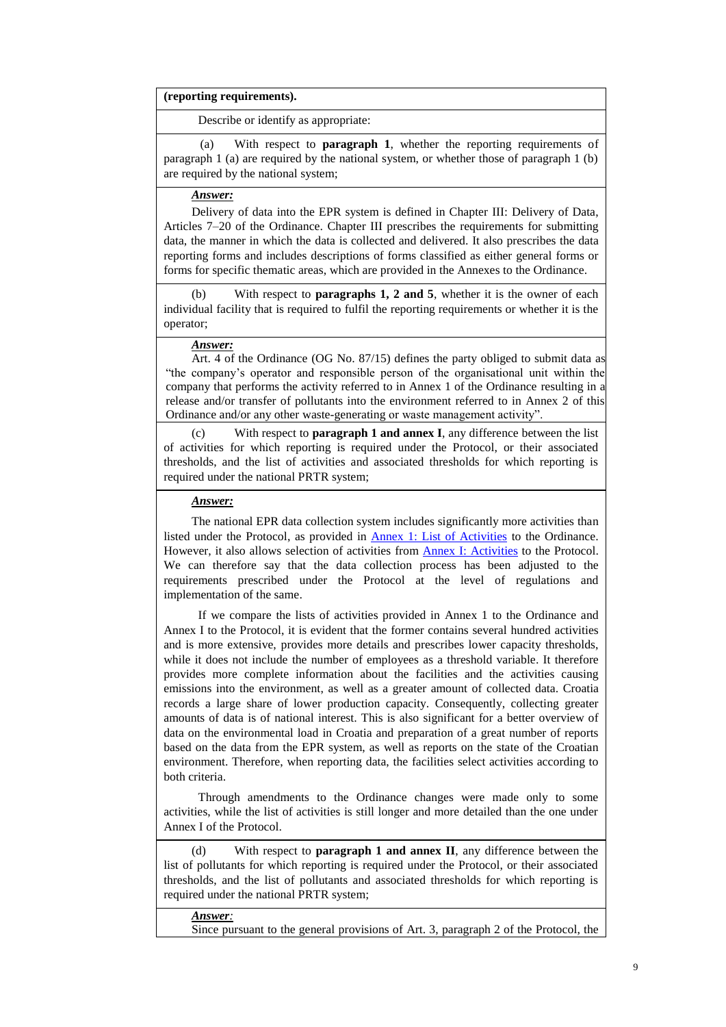**(reporting requirements).**

Describe or identify as appropriate:

(a) With respect to **paragraph 1**, whether the reporting requirements of paragraph 1 (a) are required by the national system, or whether those of paragraph 1 (b) are required by the national system;

***Answer:***

Delivery of data into the EPR system is defined in Chapter III: Delivery of Data, Articles 7–20 of the Ordinance. Chapter III prescribes the requirements for submitting data, the manner in which the data is collected and delivered. It also prescribes the data reporting forms and includes descriptions of forms classified as either general forms or forms for specific thematic areas, which are provided in the Annexes to the Ordinance.

(b) With respect to **paragraphs 1, 2 and 5**, whether it is the owner of each individual facility that is required to fulfil the reporting requirements or whether it is the operator;

***Answer:***

Art. 4 of the Ordinance (OG No. 87/15) defines the party obliged to submit data as "the company's operator and responsible person of the organisational unit within the company that performs the activity referred to in Annex 1 of the Ordinance resulting in a release and/or transfer of pollutants into the environment referred to in Annex 2 of this Ordinance and/or any other waste-generating or waste management activity".

(c) With respect to **paragraph 1 and annex I**, any difference between the list of activities for which reporting is required under the Protocol, or their associated thresholds, and the list of activities and associated thresholds for which reporting is required under the national PRTR system;

***Answer:***

The national EPR data collection system includes significantly more activities than listed under the Protocol, as provided in Annex 1: List of Activities to the Ordinance. However, it also allows selection of activities from Annex I: Activities to the Protocol. We can therefore say that the data collection process has been adjusted to the requirements prescribed under the Protocol at the level of regulations and implementation of the same.

If we compare the lists of activities provided in Annex 1 to the Ordinance and Annex I to the Protocol, it is evident that the former contains several hundred activities and is more extensive, provides more details and prescribes lower capacity thresholds, while it does not include the number of employees as a threshold variable. It therefore provides more complete information about the facilities and the activities causing emissions into the environment, as well as a greater amount of collected data. Croatia records a large share of lower production capacity. Consequently, collecting greater amounts of data is of national interest. This is also significant for a better overview of data on the environmental load in Croatia and preparation of a great number of reports based on the data from the EPR system, as well as reports on the state of the Croatian environment. Therefore, when reporting data, the facilities select activities according to both criteria.

Through amendments to the Ordinance changes were made only to some activities, while the list of activities is still longer and more detailed than the one under Annex I of the Protocol.

(d) With respect to **paragraph 1 and annex II**, any difference between the list of pollutants for which reporting is required under the Protocol, or their associated thresholds, and the list of pollutants and associated thresholds for which reporting is required under the national PRTR system;

***Answer:***

Since pursuant to the general provisions of Art. 3, paragraph 2 of the Protocol, the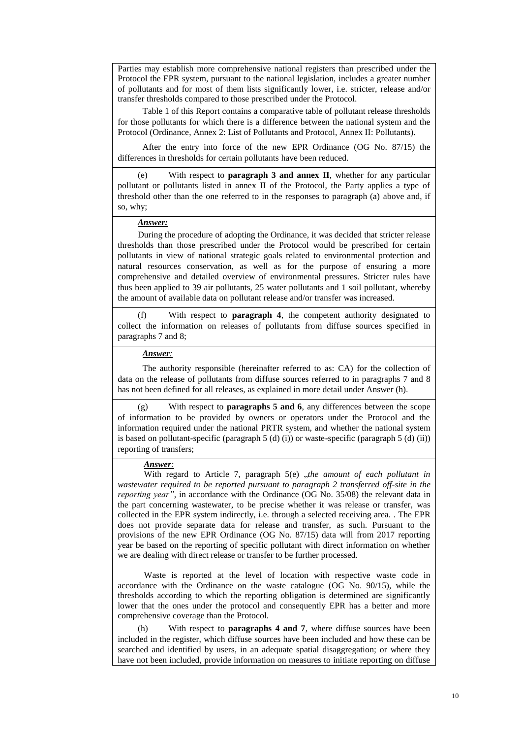Parties may establish more comprehensive national registers than prescribed under the Protocol the EPR system, pursuant to the national legislation, includes a greater number of pollutants and for most of them lists significantly lower, i.e. stricter, release and/or transfer thresholds compared to those prescribed under the Protocol.

Table 1 of this Report contains a comparative table of pollutant release thresholds for those pollutants for which there is a difference between the national system and the Protocol (Ordinance, Annex 2: List of Pollutants and Protocol, Annex II: Pollutants).

After the entry into force of the new EPR Ordinance (OG No. 87/15) the differences in thresholds for certain pollutants have been reduced.

(e) With respect to **paragraph 3 and annex II**, whether for any particular pollutant or pollutants listed in annex II of the Protocol, the Party applies a type of threshold other than the one referred to in the responses to paragraph (a) above and, if so, why;

***Answer:***

During the procedure of adopting the Ordinance, it was decided that stricter release thresholds than those prescribed under the Protocol would be prescribed for certain pollutants in view of national strategic goals related to environmental protection and natural resources conservation, as well as for the purpose of ensuring a more comprehensive and detailed overview of environmental pressures. Stricter rules have thus been applied to 39 air pollutants, 25 water pollutants and 1 soil pollutant, whereby the amount of available data on pollutant release and/or transfer was increased.

(f) With respect to **paragraph 4**, the competent authority designated to collect the information on releases of pollutants from diffuse sources specified in paragraphs 7 and 8;

***Answer:***

The authority responsible (hereinafter referred to as: CA) for the collection of data on the release of pollutants from diffuse sources referred to in paragraphs 7 and 8 has not been defined for all releases, as explained in more detail under Answer (h).

(g) With respect to **paragraphs 5 and 6**, any differences between the scope of information to be provided by owners or operators under the Protocol and the information required under the national PRTR system, and whether the national system is based on pollutant-specific (paragraph 5 (d) (i)) or waste-specific (paragraph 5 (d) (ii)) reporting of transfers;

***Answer:***

With regard to Article 7, paragraph 5(e) „*the amount of each pollutant in wastewater required to be reported pursuant to paragraph 2 transferred off-site in the reporting year"*, in accordance with the Ordinance (OG No. 35/08) the relevant data in the part concerning wastewater, to be precise whether it was release or transfer, was collected in the EPR system indirectly, i.e. through a selected receiving area. . The EPR does not provide separate data for release and transfer, as such. Pursuant to the provisions of the new EPR Ordinance (OG No. 87/15) data will from 2017 reporting year be based on the reporting of specific pollutant with direct information on whether we are dealing with direct release or transfer to be further processed.

Waste is reported at the level of location with respective waste code in accordance with the Ordinance on the waste catalogue (OG No. 90/15), while the thresholds according to which the reporting obligation is determined are significantly lower that the ones under the protocol and consequently EPR has a better and more comprehensive coverage than the Protocol.

(h) With respect to **paragraphs 4 and 7**, where diffuse sources have been included in the register, which diffuse sources have been included and how these can be searched and identified by users, in an adequate spatial disaggregation; or where they have not been included, provide information on measures to initiate reporting on diffuse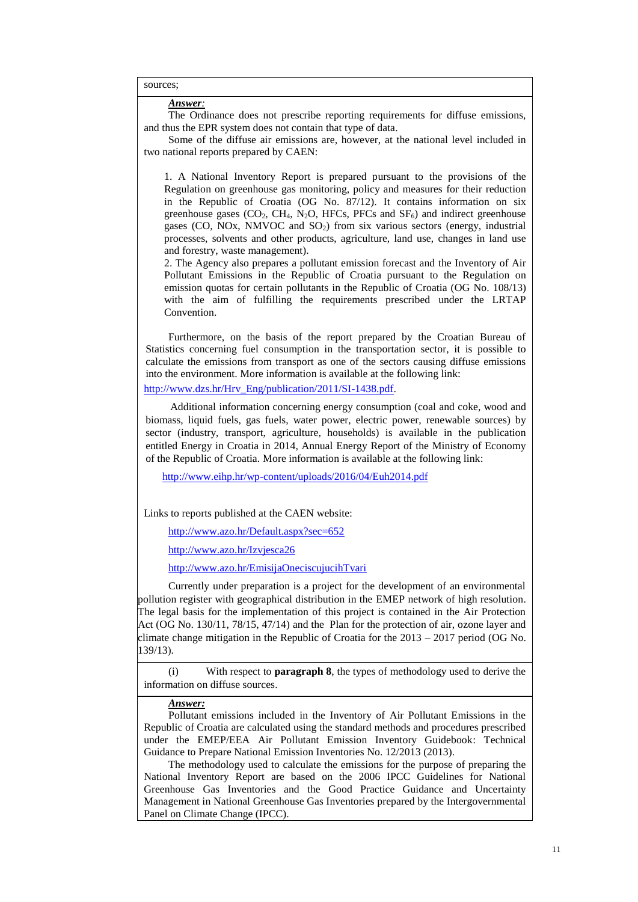sources;

***Answer:***

The Ordinance does not prescribe reporting requirements for diffuse emissions, and thus the EPR system does not contain that type of data.

Some of the diffuse air emissions are, however, at the national level included in two national reports prepared by CAEN:

1. A National Inventory Report is prepared pursuant to the provisions of the Regulation on greenhouse gas monitoring, policy and measures for their reduction in the Republic of Croatia (OG No. 87/12). It contains information on six greenhouse gases ($CO_2$, $CH_4$, $N_2O$, HFCs, PFCs and $SF_6$) and indirect greenhouse gases (CO, NOx, NMVOC and $SO_2$) from six various sectors (energy, industrial processes, solvents and other products, agriculture, land use, changes in land use and forestry, waste management).
2. The Agency also prepares a pollutant emission forecast and the Inventory of Air Pollutant Emissions in the Republic of Croatia pursuant to the Regulation on emission quotas for certain pollutants in the Republic of Croatia (OG No. 108/13) with the aim of fulfilling the requirements prescribed under the LRTAP Convention.

Furthermore, on the basis of the report prepared by the Croatian Bureau of Statistics concerning fuel consumption in the transportation sector, it is possible to calculate the emissions from transport as one of the sectors causing diffuse emissions into the environment. More information is available at the following link:

http://www.dzs.hr/Hrv_Eng/publication/2011/SI-1438.pdf.

Additional information concerning energy consumption (coal and coke, wood and biomass, liquid fuels, gas fuels, water power, electric power, renewable sources) by sector (industry, transport, agriculture, households) is available in the publication entitled Energy in Croatia in 2014, Annual Energy Report of the Ministry of Economy of the Republic of Croatia. More information is available at the following link:

http://www.eihp.hr/wp-content/uploads/2016/04/Euh2014.pdf

Links to reports published at the CAEN website:

http://www.azo.hr/Default.aspx?sec=652

http://www.azo.hr/Izvjesca26

http://www.azo.hr/EmisijaOneciscujucihTvari

Currently under preparation is a project for the development of an environmental pollution register with geographical distribution in the EMEP network of high resolution. The legal basis for the implementation of this project is contained in the Air Protection Act (OG No. 130/11, 78/15, 47/14) and the Plan for the protection of air, ozone layer and climate change mitigation in the Republic of Croatia for the 2013 – 2017 period (OG No. 139/13).

(i) With respect to **paragraph 8**, the types of methodology used to derive the information on diffuse sources.

***Answer:***

Pollutant emissions included in the Inventory of Air Pollutant Emissions in the Republic of Croatia are calculated using the standard methods and procedures prescribed under the EMEP/EEA Air Pollutant Emission Inventory Guidebook: Technical Guidance to Prepare National Emission Inventories No. 12/2013 (2013).

The methodology used to calculate the emissions for the purpose of preparing the National Inventory Report are based on the 2006 IPCC Guidelines for National Greenhouse Gas Inventories and the Good Practice Guidance and Uncertainty Management in National Greenhouse Gas Inventories prepared by the Intergovernmental Panel on Climate Change (IPCC).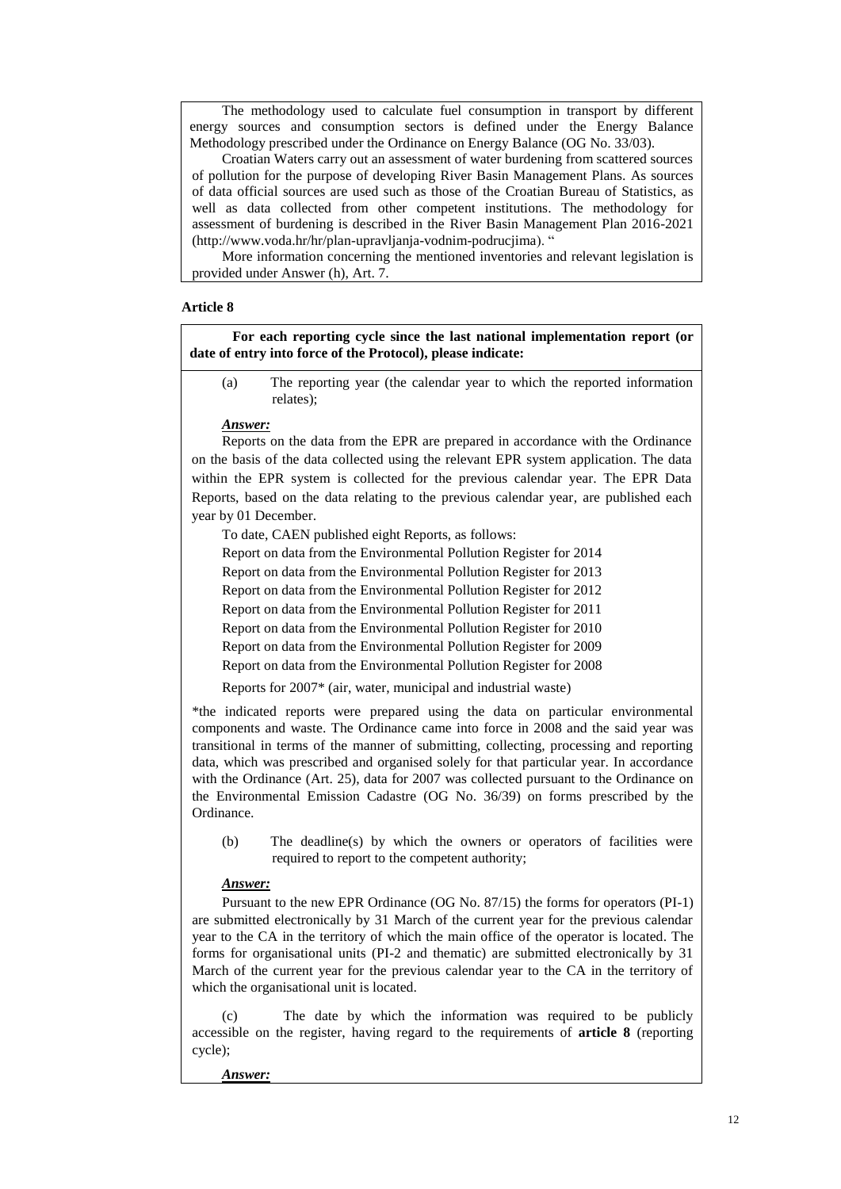The methodology used to calculate fuel consumption in transport by different energy sources and consumption sectors is defined under the Energy Balance Methodology prescribed under the Ordinance on Energy Balance (OG No. 33/03).

Croatian Waters carry out an assessment of water burdening from scattered sources of pollution for the purpose of developing River Basin Management Plans. As sources of data official sources are used such as those of the Croatian Bureau of Statistics, as well as data collected from other competent institutions. The methodology for assessment of burdening is described in the River Basin Management Plan 2016-2021 (http://www.voda.hr/hr/plan-upravljanja-vodnim-podrucjima). "

More information concerning the mentioned inventories and relevant legislation is provided under Answer (h), Art. 7.

**Article 8**

**For each reporting cycle since the last national implementation report (or date of entry into force of the Protocol), please indicate:**

(a) The reporting year (the calendar year to which the reported information relates);

***Answer:***

Reports on the data from the EPR are prepared in accordance with the Ordinance on the basis of the data collected using the relevant EPR system application. The data within the EPR system is collected for the previous calendar year. The EPR Data Reports, based on the data relating to the previous calendar year, are published each year by 01 December.

To date, CAEN published eight Reports, as follows:

Report on data from the Environmental Pollution Register for 2014

Report on data from the Environmental Pollution Register for 2013

Report on data from the Environmental Pollution Register for 2012

Report on data from the Environmental Pollution Register for 2011

Report on data from the Environmental Pollution Register for 2010

Report on data from the Environmental Pollution Register for 2009

Report on data from the Environmental Pollution Register for 2008

Reports for 2007* (air, water, municipal and industrial waste)

*the indicated reports were prepared using the data on particular environmental components and waste. The Ordinance came into force in 2008 and the said year was transitional in terms of the manner of submitting, collecting, processing and reporting data, which was prescribed and organised solely for that particular year. In accordance with the Ordinance (Art. 25), data for 2007 was collected pursuant to the Ordinance on the Environmental Emission Cadastre (OG No. 36/39) on forms prescribed by the Ordinance.

(b) The deadline(s) by which the owners or operators of facilities were required to report to the competent authority;

***Answer:***

Pursuant to the new EPR Ordinance (OG No. 87/15) the forms for operators (PI-1) are submitted electronically by 31 March of the current year for the previous calendar year to the CA in the territory of which the main office of the operator is located. The forms for organisational units (PI-2 and thematic) are submitted electronically by 31 March of the current year for the previous calendar year to the CA in the territory of which the organisational unit is located.

(c) The date by which the information was required to be publicly accessible on the register, having regard to the requirements of **article 8** (reporting cycle);

***Answer:***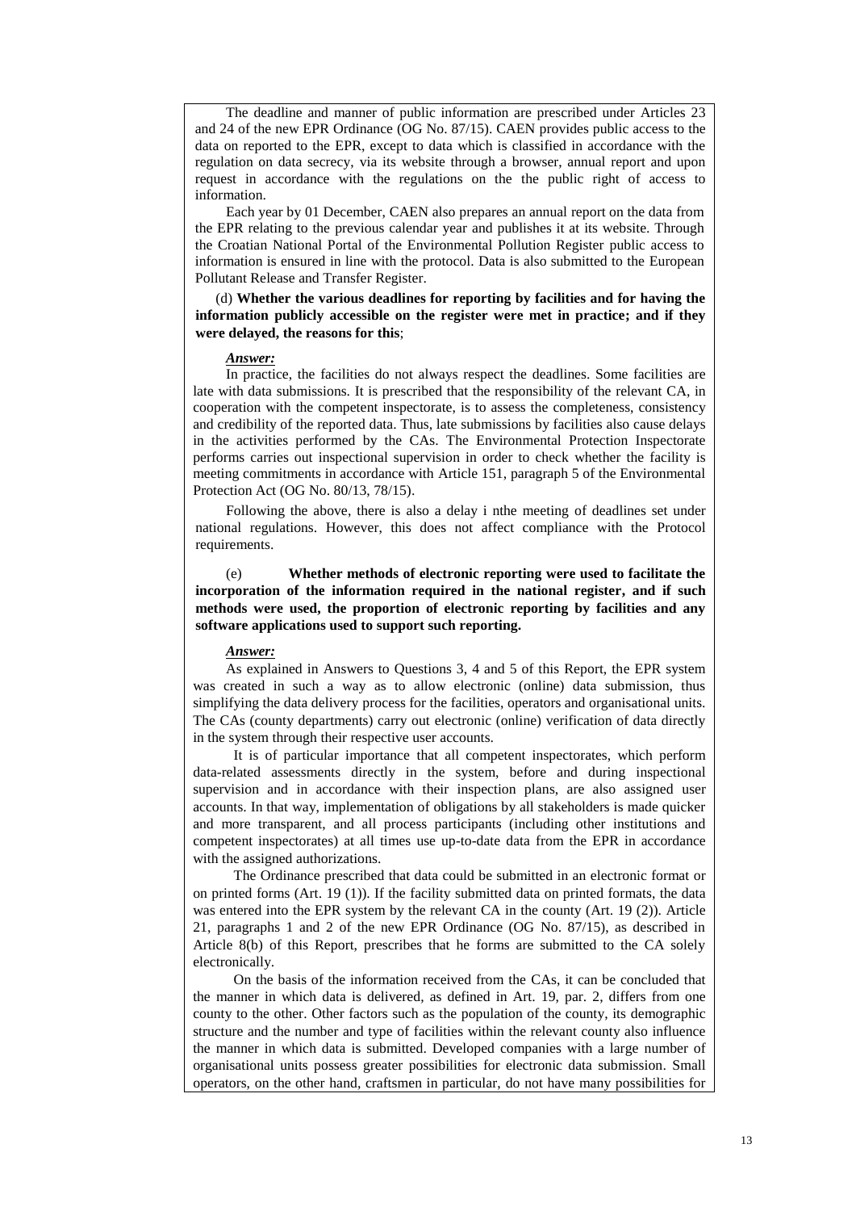The deadline and manner of public information are prescribed under Articles 23 and 24 of the new EPR Ordinance (OG No. 87/15). CAEN provides public access to the data on reported to the EPR, except to data which is classified in accordance with the regulation on data secrecy, via its website through a browser, annual report and upon request in accordance with the regulations on the the public right of access to information.

Each year by 01 December, CAEN also prepares an annual report on the data from the EPR relating to the previous calendar year and publishes it at its website. Through the Croatian National Portal of the Environmental Pollution Register public access to information is ensured in line with the protocol. Data is also submitted to the European Pollutant Release and Transfer Register.

(d) **Whether the various deadlines for reporting by facilities and for having the information publicly accessible on the register were met in practice; and if they were delayed, the reasons for this**;

***Answer:***

In practice, the facilities do not always respect the deadlines. Some facilities are late with data submissions. It is prescribed that the responsibility of the relevant CA, in cooperation with the competent inspectorate, is to assess the completeness, consistency and credibility of the reported data. Thus, late submissions by facilities also cause delays in the activities performed by the CAs. The Environmental Protection Inspectorate performs carries out inspectional supervision in order to check whether the facility is meeting commitments in accordance with Article 151, paragraph 5 of the Environmental Protection Act (OG No. 80/13, 78/15).

Following the above, there is also a delay i nthe meeting of deadlines set under national regulations. However, this does not affect compliance with the Protocol requirements.

(e) **Whether methods of electronic reporting were used to facilitate the incorporation of the information required in the national register, and if such methods were used, the proportion of electronic reporting by facilities and any software applications used to support such reporting.**

***Answer:***

As explained in Answers to Questions 3, 4 and 5 of this Report, the EPR system was created in such a way as to allow electronic (online) data submission, thus simplifying the data delivery process for the facilities, operators and organisational units. The CAs (county departments) carry out electronic (online) verification of data directly in the system through their respective user accounts.

It is of particular importance that all competent inspectorates, which perform data-related assessments directly in the system, before and during inspectional supervision and in accordance with their inspection plans, are also assigned user accounts. In that way, implementation of obligations by all stakeholders is made quicker and more transparent, and all process participants (including other institutions and competent inspectorates) at all times use up-to-date data from the EPR in accordance with the assigned authorizations.

The Ordinance prescribed that data could be submitted in an electronic format or on printed forms (Art. 19 (1)). If the facility submitted data on printed formats, the data was entered into the EPR system by the relevant CA in the county (Art. 19 (2)). Article 21, paragraphs 1 and 2 of the new EPR Ordinance (OG No. 87/15), as described in Article 8(b) of this Report, prescribes that he forms are submitted to the CA solely electronically.

On the basis of the information received from the CAs, it can be concluded that the manner in which data is delivered, as defined in Art. 19, par. 2, differs from one county to the other. Other factors such as the population of the county, its demographic structure and the number and type of facilities within the relevant county also influence the manner in which data is submitted. Developed companies with a large number of organisational units possess greater possibilities for electronic data submission. Small operators, on the other hand, craftsmen in particular, do not have many possibilities for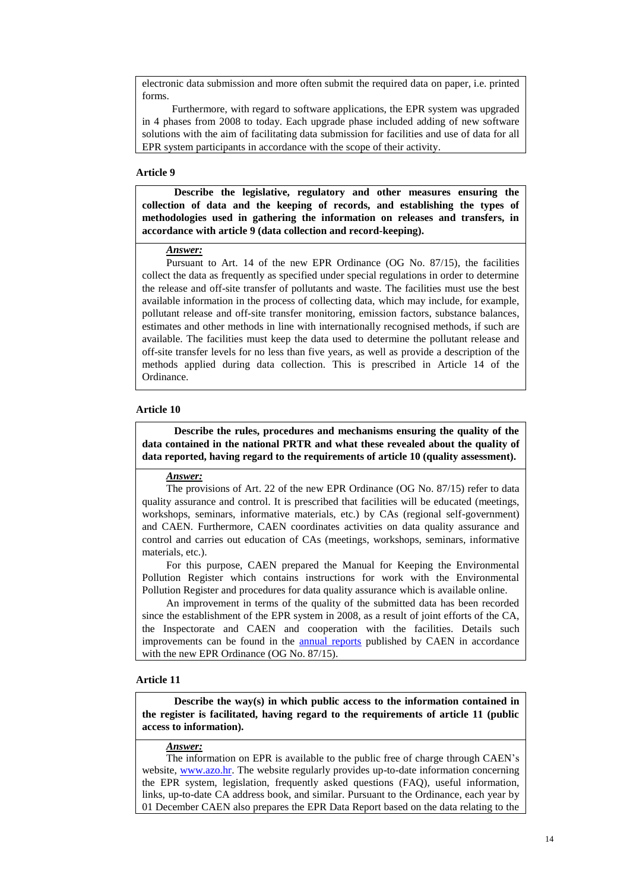electronic data submission and more often submit the required data on paper, i.e. printed forms.

Furthermore, with regard to software applications, the EPR system was upgraded in 4 phases from 2008 to today. Each upgrade phase included adding of new software solutions with the aim of facilitating data submission for facilities and use of data for all EPR system participants in accordance with the scope of their activity.

**Article 9**

**Describe the legislative, regulatory and other measures ensuring the collection of data and the keeping of records, and establishing the types of methodologies used in gathering the information on releases and transfers, in accordance with article 9 (data collection and record-keeping).**

***Answer:***

Pursuant to Art. 14 of the new EPR Ordinance (OG No. 87/15), the facilities collect the data as frequently as specified under special regulations in order to determine the release and off-site transfer of pollutants and waste. The facilities must use the best available information in the process of collecting data, which may include, for example, pollutant release and off-site transfer monitoring, emission factors, substance balances, estimates and other methods in line with internationally recognised methods, if such are available. The facilities must keep the data used to determine the pollutant release and off-site transfer levels for no less than five years, as well as provide a description of the methods applied during data collection. This is prescribed in Article 14 of the Ordinance.

**Article 10**

**Describe the rules, procedures and mechanisms ensuring the quality of the data contained in the national PRTR and what these revealed about the quality of data reported, having regard to the requirements of article 10 (quality assessment).**

***Answer:***

The provisions of Art. 22 of the new EPR Ordinance (OG No. 87/15) refer to data quality assurance and control. It is prescribed that facilities will be educated (meetings, workshops, seminars, informative materials, etc.) by CAs (regional self-government) and CAEN. Furthermore, CAEN coordinates activities on data quality assurance and control and carries out education of CAs (meetings, workshops, seminars, informative materials, etc.).

For this purpose, CAEN prepared the Manual for Keeping the Environmental Pollution Register which contains instructions for work with the Environmental Pollution Register and procedures for data quality assurance which is available online.

An improvement in terms of the quality of the submitted data has been recorded since the establishment of the EPR system in 2008, as a result of joint efforts of the CA, the Inspectorate and CAEN and cooperation with the facilities. Details such improvements can be found in the annual reports published by CAEN in accordance with the new EPR Ordinance (OG No. 87/15).

**Article 11**

**Describe the way(s) in which public access to the information contained in the register is facilitated, having regard to the requirements of article 11 (public access to information).**

***Answer:***

The information on EPR is available to the public free of charge through CAEN's website, www.azo.hr. The website regularly provides up-to-date information concerning the EPR system, legislation, frequently asked questions (FAQ), useful information, links, up-to-date CA address book, and similar. Pursuant to the Ordinance, each year by 01 December CAEN also prepares the EPR Data Report based on the data relating to the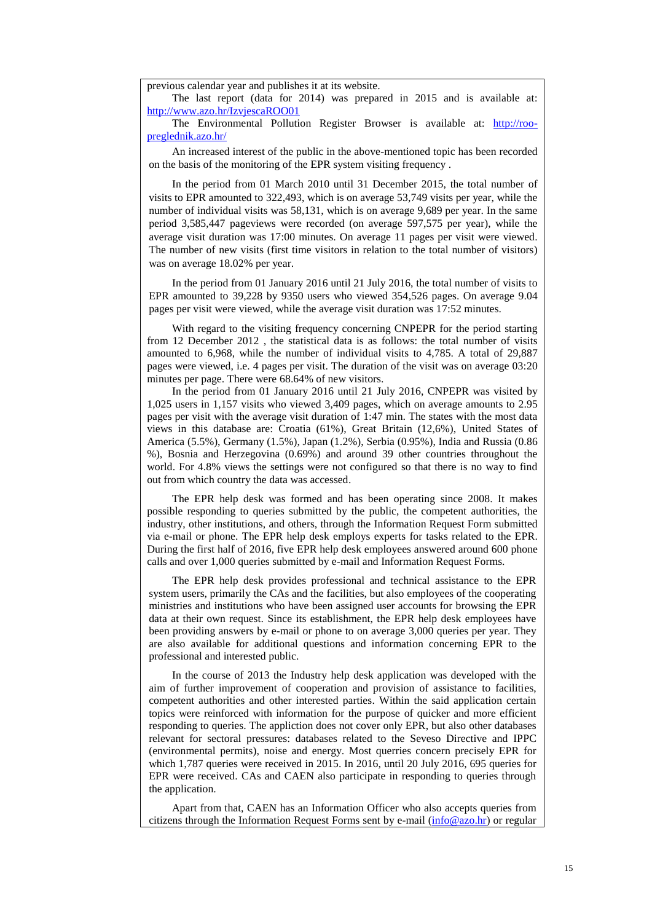previous calendar year and publishes it at its website.

The last report (data for 2014) was prepared in 2015 and is available at: http://www.azo.hr/IzvjescaROO01

The Environmental Pollution Register Browser is available at: http://roo-preglednik.azo.hr/

An increased interest of the public in the above-mentioned topic has been recorded on the basis of the monitoring of the EPR system visiting frequency .

In the period from 01 March 2010 until 31 December 2015, the total number of visits to EPR amounted to 322,493, which is on average 53,749 visits per year, while the number of individual visits was 58,131, which is on average 9,689 per year. In the same period 3,585,447 pageviews were recorded (on average 597,575 per year), while the average visit duration was 17:00 minutes. On average 11 pages per visit were viewed. The number of new visits (first time visitors in relation to the total number of visitors) was on average 18.02% per year.

In the period from 01 January 2016 until 21 July 2016, the total number of visits to EPR amounted to 39,228 by 9350 users who viewed 354,526 pages. On average 9.04 pages per visit were viewed, while the average visit duration was 17:52 minutes.

With regard to the visiting frequency concerning CNPEPR for the period starting from 12 December 2012 , the statistical data is as follows: the total number of visits amounted to 6,968, while the number of individual visits to 4,785. A total of 29,887 pages were viewed, i.e. 4 pages per visit. The duration of the visit was on average 03:20 minutes per page. There were 68.64% of new visitors.

In the period from 01 January 2016 until 21 July 2016, CNPEPR was visited by 1,025 users in 1,157 visits who viewed 3,409 pages, which on average amounts to 2.95 pages per visit with the average visit duration of 1:47 min. The states with the most data views in this database are: Croatia (61%), Great Britain (12,6%), United States of America (5.5%), Germany (1.5%), Japan (1.2%), Serbia (0.95%), India and Russia (0.86 %), Bosnia and Herzegovina (0.69%) and around 39 other countries throughout the world. For 4.8% views the settings were not configured so that there is no way to find out from which country the data was accessed.

The EPR help desk was formed and has been operating since 2008. It makes possible responding to queries submitted by the public, the competent authorities, the industry, other institutions, and others, through the Information Request Form submitted via e-mail or phone. The EPR help desk employs experts for tasks related to the EPR. During the first half of 2016, five EPR help desk employees answered around 600 phone calls and over 1,000 queries submitted by e-mail and Information Request Forms.

The EPR help desk provides professional and technical assistance to the EPR system users, primarily the CAs and the facilities, but also employees of the cooperating ministries and institutions who have been assigned user accounts for browsing the EPR data at their own request. Since its establishment, the EPR help desk employees have been providing answers by e-mail or phone to on average 3,000 queries per year. They are also available for additional questions and information concerning EPR to the professional and interested public.

In the course of 2013 the Industry help desk application was developed with the aim of further improvement of cooperation and provision of assistance to facilities, competent authorities and other interested parties. Within the said application certain topics were reinforced with information for the purpose of quicker and more efficient responding to queries. The appliction does not cover only EPR, but also other databases relevant for sectoral pressures: databases related to the Seveso Directive and IPPC (environmental permits), noise and energy. Most querries concern precisely EPR for which 1,787 queries were received in 2015. In 2016, until 20 July 2016, 695 queries for EPR were received. CAs and CAEN also participate in responding to queries through the application.

Apart from that, CAEN has an Information Officer who also accepts queries from citizens through the Information Request Forms sent by e-mail (info@azo.hr) or regular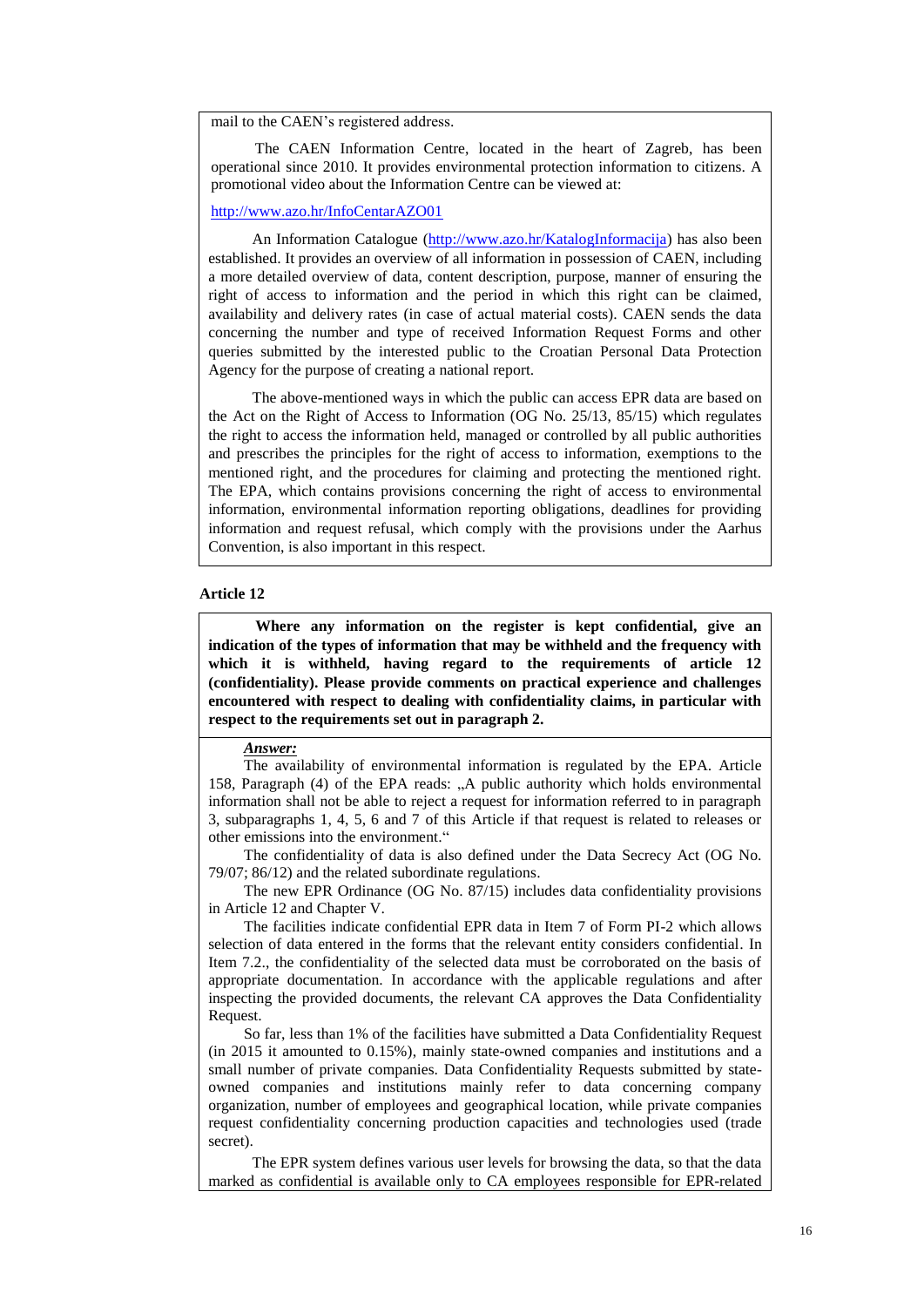mail to the CAEN's registered address.

The CAEN Information Centre, located in the heart of Zagreb, has been operational since 2010. It provides environmental protection information to citizens. A promotional video about the Information Centre can be viewed at:

http://www.azo.hr/InfoCentarAZO01

An Information Catalogue (http://www.azo.hr/KatalogInformacija) has also been established. It provides an overview of all information in possession of CAEN, including a more detailed overview of data, content description, purpose, manner of ensuring the right of access to information and the period in which this right can be claimed, availability and delivery rates (in case of actual material costs). CAEN sends the data concerning the number and type of received Information Request Forms and other queries submitted by the interested public to the Croatian Personal Data Protection Agency for the purpose of creating a national report.

The above-mentioned ways in which the public can access EPR data are based on the Act on the Right of Access to Information (OG No. 25/13, 85/15) which regulates the right to access the information held, managed or controlled by all public authorities and prescribes the principles for the right of access to information, exemptions to the mentioned right, and the procedures for claiming and protecting the mentioned right. The EPA, which contains provisions concerning the right of access to environmental information, environmental information reporting obligations, deadlines for providing information and request refusal, which comply with the provisions under the Aarhus Convention, is also important in this respect.

**Article 12**

**Where any information on the register is kept confidential, give an indication of the types of information that may be withheld and the frequency with which it is withheld, having regard to the requirements of article 12 (confidentiality). Please provide comments on practical experience and challenges encountered with respect to dealing with confidentiality claims, in particular with respect to the requirements set out in paragraph 2.**

***Answer:***

The availability of environmental information is regulated by the EPA. Article 158, Paragraph (4) of the EPA reads: „A public authority which holds environmental information shall not be able to reject a request for information referred to in paragraph 3, subparagraphs 1, 4, 5, 6 and 7 of this Article if that request is related to releases or other emissions into the environment."

The confidentiality of data is also defined under the Data Secrecy Act (OG No. 79/07; 86/12) and the related subordinate regulations.

The new EPR Ordinance (OG No. 87/15) includes data confidentiality provisions in Article 12 and Chapter V.

The facilities indicate confidential EPR data in Item 7 of Form PI-2 which allows selection of data entered in the forms that the relevant entity considers confidential. In Item 7.2., the confidentiality of the selected data must be corroborated on the basis of appropriate documentation. In accordance with the applicable regulations and after inspecting the provided documents, the relevant CA approves the Data Confidentiality Request.

So far, less than 1% of the facilities have submitted a Data Confidentiality Request (in 2015 it amounted to 0.15%), mainly state-owned companies and institutions and a small number of private companies. Data Confidentiality Requests submitted by state-owned companies and institutions mainly refer to data concerning company organization, number of employees and geographical location, while private companies request confidentiality concerning production capacities and technologies used (trade secret).

The EPR system defines various user levels for browsing the data, so that the data marked as confidential is available only to CA employees responsible for EPR-related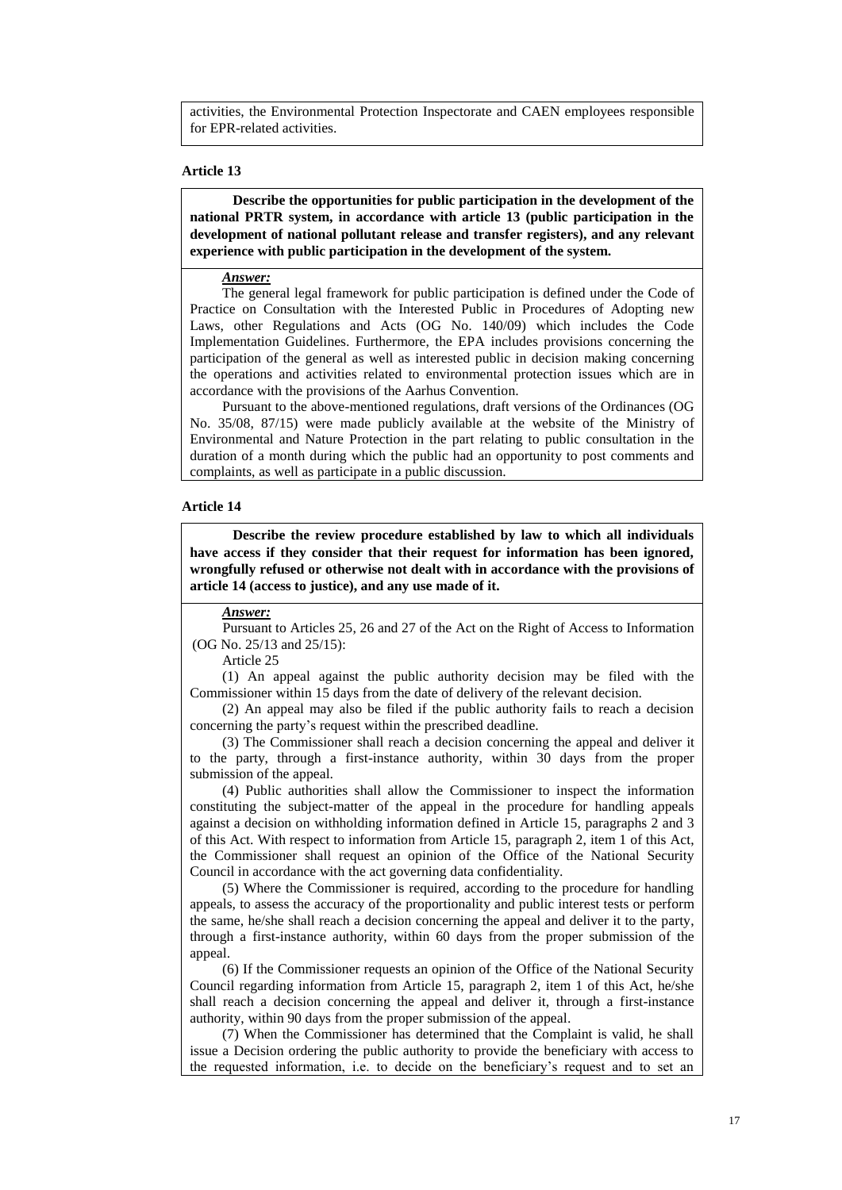activities, the Environmental Protection Inspectorate and CAEN employees responsible for EPR-related activities.

### Article 13

**Describe the opportunities for public participation in the development of the national PRTR system, in accordance with article 13 (public participation in the development of national pollutant release and transfer registers), and any relevant experience with public participation in the development of the system.**

***Answer:***

The general legal framework for public participation is defined under the Code of Practice on Consultation with the Interested Public in Procedures of Adopting new Laws, other Regulations and Acts (OG No. 140/09) which includes the Code Implementation Guidelines. Furthermore, the EPA includes provisions concerning the participation of the general as well as interested public in decision making concerning the operations and activities related to environmental protection issues which are in accordance with the provisions of the Aarhus Convention.

Pursuant to the above-mentioned regulations, draft versions of the Ordinances (OG No. 35/08, 87/15) were made publicly available at the website of the Ministry of Environmental and Nature Protection in the part relating to public consultation in the duration of a month during which the public had an opportunity to post comments and complaints, as well as participate in a public discussion.

### Article 14

**Describe the review procedure established by law to which all individuals have access if they consider that their request for information has been ignored, wrongfully refused or otherwise not dealt with in accordance with the provisions of article 14 (access to justice), and any use made of it.**

***Answer:***

Pursuant to Articles 25, 26 and 27 of the Act on the Right of Access to Information (OG No. 25/13 and 25/15):

Article 25

(1) An appeal against the public authority decision may be filed with the Commissioner within 15 days from the date of delivery of the relevant decision.

(2) An appeal may also be filed if the public authority fails to reach a decision concerning the party's request within the prescribed deadline.

(3) The Commissioner shall reach a decision concerning the appeal and deliver it to the party, through a first-instance authority, within 30 days from the proper submission of the appeal.

(4) Public authorities shall allow the Commissioner to inspect the information constituting the subject-matter of the appeal in the procedure for handling appeals against a decision on withholding information defined in Article 15, paragraphs 2 and 3 of this Act. With respect to information from Article 15, paragraph 2, item 1 of this Act, the Commissioner shall request an opinion of the Office of the National Security Council in accordance with the act governing data confidentiality.

(5) Where the Commissioner is required, according to the procedure for handling appeals, to assess the accuracy of the proportionality and public interest tests or perform the same, he/she shall reach a decision concerning the appeal and deliver it to the party, through a first-instance authority, within 60 days from the proper submission of the appeal.

(6) If the Commissioner requests an opinion of the Office of the National Security Council regarding information from Article 15, paragraph 2, item 1 of this Act, he/she shall reach a decision concerning the appeal and deliver it, through a first-instance authority, within 90 days from the proper submission of the appeal.

(7) When the Commissioner has determined that the Complaint is valid, he shall issue a Decision ordering the public authority to provide the beneficiary with access to the requested information, i.e. to decide on the beneficiary's request and to set an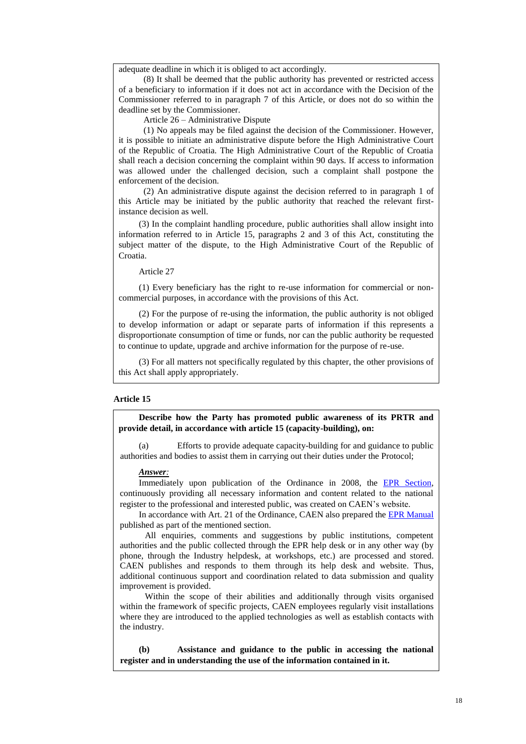adequate deadline in which it is obliged to act accordingly.

(8) It shall be deemed that the public authority has prevented or restricted access of a beneficiary to information if it does not act in accordance with the Decision of the Commissioner referred to in paragraph 7 of this Article, or does not do so within the deadline set by the Commissioner.

Article 26 – Administrative Dispute

(1) No appeals may be filed against the decision of the Commissioner. However, it is possible to initiate an administrative dispute before the High Administrative Court of the Republic of Croatia. The High Administrative Court of the Republic of Croatia shall reach a decision concerning the complaint within 90 days. If access to information was allowed under the challenged decision, such a complaint shall postpone the enforcement of the decision.

(2) An administrative dispute against the decision referred to in paragraph 1 of this Article may be initiated by the public authority that reached the relevant first-instance decision as well.

(3) In the complaint handling procedure, public authorities shall allow insight into information referred to in Article 15, paragraphs 2 and 3 of this Act, constituting the subject matter of the dispute, to the High Administrative Court of the Republic of Croatia.

Article 27

(1) Every beneficiary has the right to re-use information for commercial or non-commercial purposes, in accordance with the provisions of this Act.

(2) For the purpose of re-using the information, the public authority is not obliged to develop information or adapt or separate parts of information if this represents a disproportionate consumption of time or funds, nor can the public authority be requested to continue to update, upgrade and archive information for the purpose of re-use.

(3) For all matters not specifically regulated by this chapter, the other provisions of this Act shall apply appropriately.

### Article 15

**Describe how the Party has promoted public awareness of its PRTR and provide detail, in accordance with article 15 (capacity-building), on:**

(a) Efforts to provide adequate capacity-building for and guidance to public authorities and bodies to assist them in carrying out their duties under the Protocol;

***Answer:***

Immediately upon publication of the Ordinance in 2008, the EPR Section, continuously providing all necessary information and content related to the national register to the professional and interested public, was created on CAEN's website.

In accordance with Art. 21 of the Ordinance, CAEN also prepared the EPR Manual published as part of the mentioned section.

All enquiries, comments and suggestions by public institutions, competent authorities and the public collected through the EPR help desk or in any other way (by phone, through the Industry helpdesk, at workshops, etc.) are processed and stored. CAEN publishes and responds to them through its help desk and website. Thus, additional continuous support and coordination related to data submission and quality improvement is provided.

Within the scope of their abilities and additionally through visits organised within the framework of specific projects, CAEN employees regularly visit installations where they are introduced to the applied technologies as well as establish contacts with the industry.

**(b) Assistance and guidance to the public in accessing the national register and in understanding the use of the information contained in it.**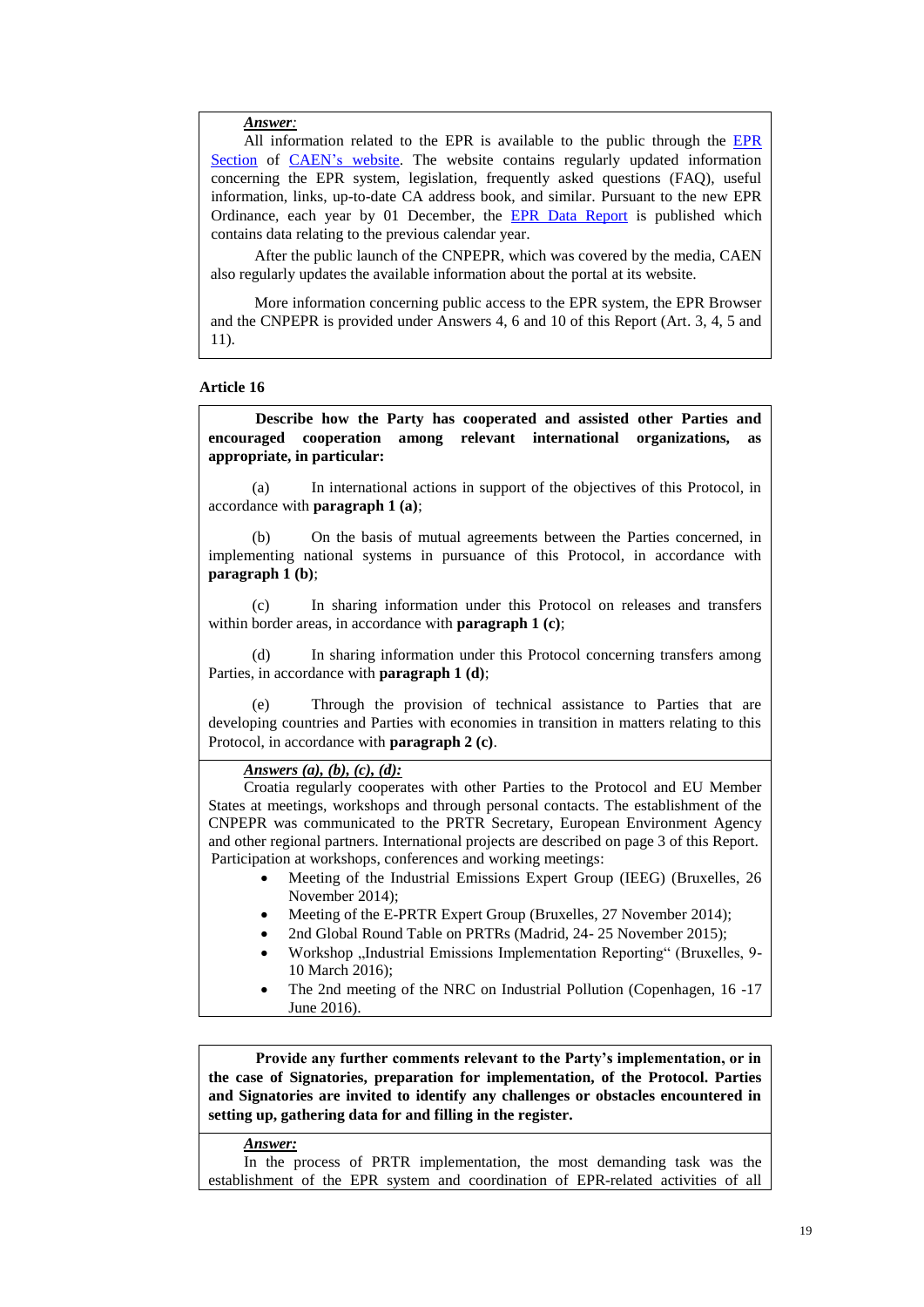***Answer:***

All information related to the EPR is available to the public through the EPR Section of CAEN's website. The website contains regularly updated information concerning the EPR system, legislation, frequently asked questions (FAQ), useful information, links, up-to-date CA address book, and similar. Pursuant to the new EPR Ordinance, each year by 01 December, the EPR Data Report is published which contains data relating to the previous calendar year.

After the public launch of the CNPEPR, which was covered by the media, CAEN also regularly updates the available information about the portal at its website.

More information concerning public access to the EPR system, the EPR Browser and the CNPEPR is provided under Answers 4, 6 and 10 of this Report (Art. 3, 4, 5 and 11).

**Article 16**

**Describe how the Party has cooperated and assisted other Parties and encouraged cooperation among relevant international organizations, as appropriate, in particular:**

(a) In international actions in support of the objectives of this Protocol, in accordance with **paragraph 1 (a)**;

(b) On the basis of mutual agreements between the Parties concerned, in implementing national systems in pursuance of this Protocol, in accordance with **paragraph 1 (b)**;

(c) In sharing information under this Protocol on releases and transfers within border areas, in accordance with **paragraph 1 (c)**;

(d) In sharing information under this Protocol concerning transfers among Parties, in accordance with **paragraph 1 (d)**;

(e) Through the provision of technical assistance to Parties that are developing countries and Parties with economies in transition in matters relating to this Protocol, in accordance with **paragraph 2 (c)**.

***Answers (a), (b), (c), (d):***

Croatia regularly cooperates with other Parties to the Protocol and EU Member States at meetings, workshops and through personal contacts. The establishment of the CNPEPR was communicated to the PRTR Secretary, European Environment Agency and other regional partners. International projects are described on page 3 of this Report.

Participation at workshops, conferences and working meetings:

- Meeting of the Industrial Emissions Expert Group (IEEG) (Bruxelles, 26 November 2014);
- Meeting of the E-PRTR Expert Group (Bruxelles, 27 November 2014);
- 2nd Global Round Table on PRTRs (Madrid, 24- 25 November 2015);
- Workshop „Industrial Emissions Implementation Reporting" (Bruxelles, 9-10 March 2016);
- The 2nd meeting of the NRC on Industrial Pollution (Copenhagen, 16 -17 June 2016).

**Provide any further comments relevant to the Party's implementation, or in the case of Signatories, preparation for implementation, of the Protocol. Parties and Signatories are invited to identify any challenges or obstacles encountered in setting up, gathering data for and filling in the register.**

***Answer:***

In the process of PRTR implementation, the most demanding task was the establishment of the EPR system and coordination of EPR-related activities of all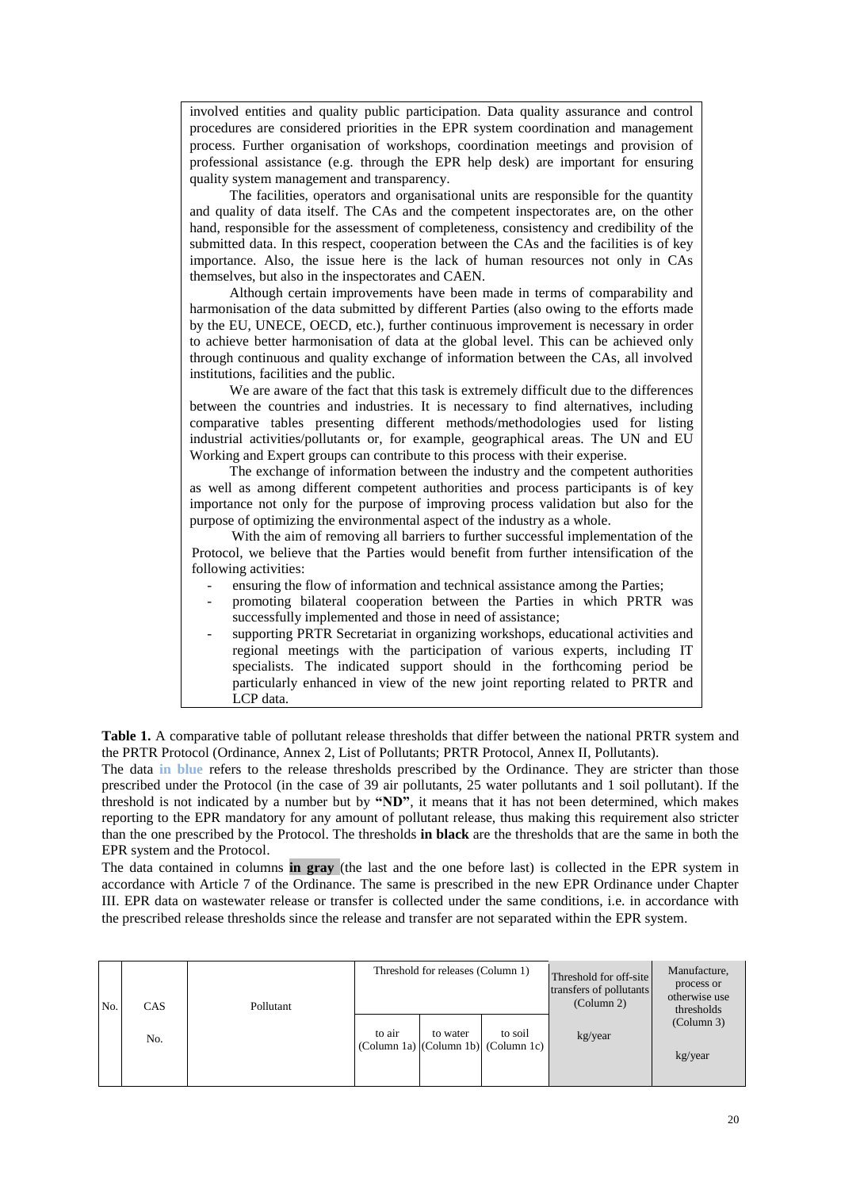involved entities and quality public participation. Data quality assurance and control procedures are considered priorities in the EPR system coordination and management process. Further organisation of workshops, coordination meetings and provision of professional assistance (e.g. through the EPR help desk) are important for ensuring quality system management and transparency.

The facilities, operators and organisational units are responsible for the quantity and quality of data itself. The CAs and the competent inspectorates are, on the other hand, responsible for the assessment of completeness, consistency and credibility of the submitted data. In this respect, cooperation between the CAs and the facilities is of key importance. Also, the issue here is the lack of human resources not only in CAs themselves, but also in the inspectorates and CAEN.

Although certain improvements have been made in terms of comparability and harmonisation of the data submitted by different Parties (also owing to the efforts made by the EU, UNECE, OECD, etc.), further continuous improvement is necessary in order to achieve better harmonisation of data at the global level. This can be achieved only through continuous and quality exchange of information between the CAs, all involved institutions, facilities and the public.

We are aware of the fact that this task is extremely difficult due to the differences between the countries and industries. It is necessary to find alternatives, including comparative tables presenting different methods/methodologies used for listing industrial activities/pollutants or, for example, geographical areas. The UN and EU Working and Expert groups can contribute to this process with their experise.

The exchange of information between the industry and the competent authorities as well as among different competent authorities and process participants is of key importance not only for the purpose of improving process validation but also for the purpose of optimizing the environmental aspect of the industry as a whole.

With the aim of removing all barriers to further successful implementation of the Protocol, we believe that the Parties would benefit from further intensification of the following activities:

- ensuring the flow of information and technical assistance among the Parties;
- promoting bilateral cooperation between the Parties in which PRTR was successfully implemented and those in need of assistance;
- supporting PRTR Secretariat in organizing workshops, educational activities and regional meetings with the participation of various experts, including IT specialists. The indicated support should in the forthcoming period be particularly enhanced in view of the new joint reporting related to PRTR and LCP data.

**Table 1.** A comparative table of pollutant release thresholds that differ between the national PRTR system and the PRTR Protocol (Ordinance, Annex 2, List of Pollutants; PRTR Protocol, Annex II, Pollutants).

The data **in blue** refers to the release thresholds prescribed by the Ordinance. They are stricter than those prescribed under the Protocol (in the case of 39 air pollutants, 25 water pollutants and 1 soil pollutant). If the threshold is not indicated by a number but by **"ND"**, it means that it has not been determined, which makes reporting to the EPR mandatory for any amount of pollutant release, thus making this requirement also stricter than the one prescribed by the Protocol. The thresholds **in black** are the thresholds that are the same in both the EPR system and the Protocol.

The data contained in columns **in gray** (the last and the one before last) is collected in the EPR system in accordance with Article 7 of the Ordinance. The same is prescribed in the new EPR Ordinance under Chapter III. EPR data on wastewater release or transfer is collected under the same conditions, i.e. in accordance with the prescribed release thresholds since the release and transfer are not separated within the EPR system.

| No. | CAS No. | Pollutant | Threshold for releases (Column 1) | | | Threshold for off-site transfers of pollutants (Column 2) | Manufacture, process or otherwise use thresholds (Column 3) |
|---|---|---|---|---|---|---|---|
| | | | to air (Column 1a) | to water (Column 1b) | to soil (Column 1c) | kg/year | kg/year |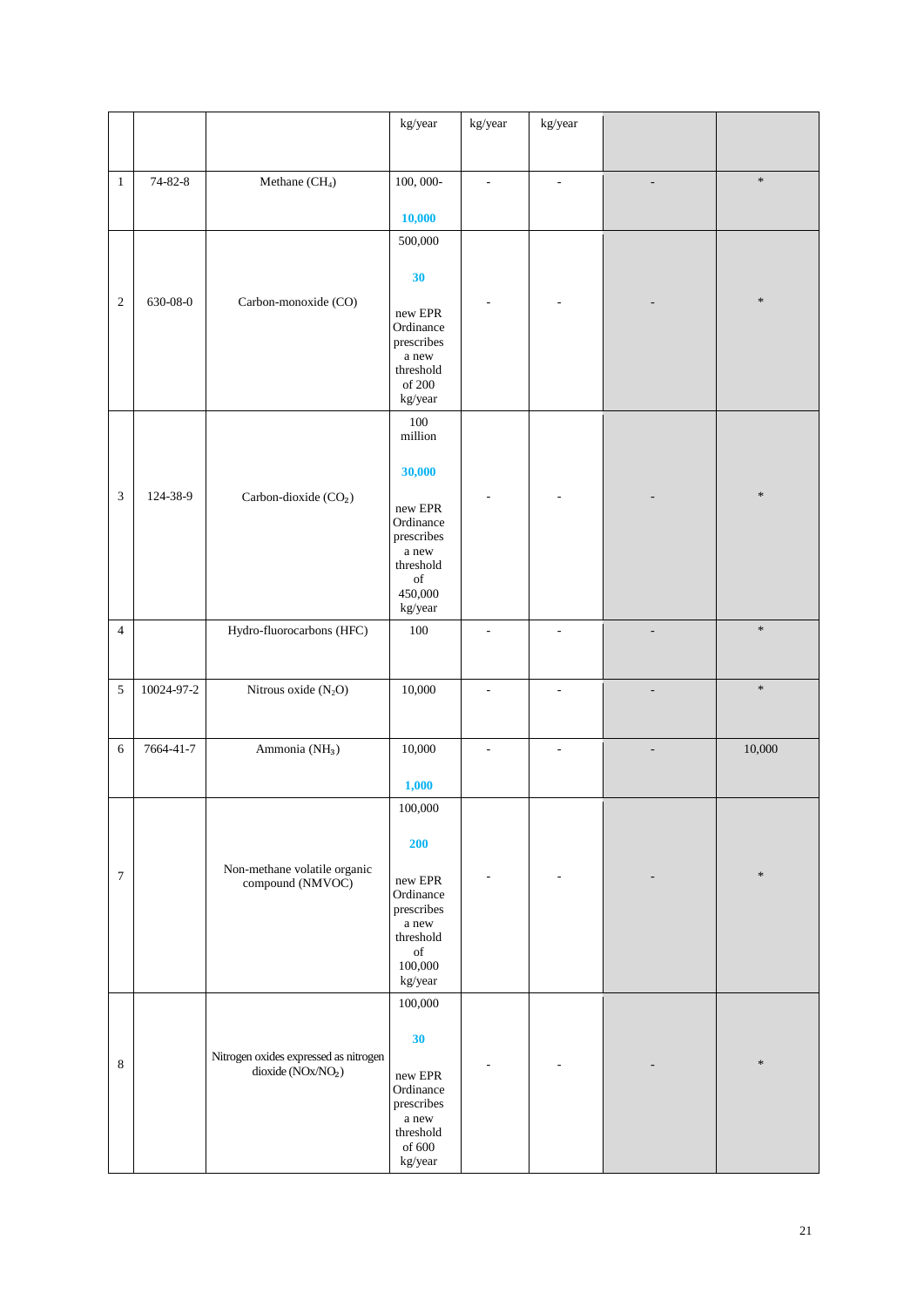|   |   |   | kg/year | kg/year | kg/year |   |   |
|---|---|---|---|---|---|---|---|
| 1 | 74-82-8 | Methane ($CH_4$) | 100, 000- **10,000** | - | - | - | * |
| 2 | 630-08-0 | Carbon-monoxide (CO) | 500,000 **30** new EPR Ordinance prescribes a new threshold of 200 kg/year | - | - | - | * |
| 3 | 124-38-9 | Carbon-dioxide ($CO_2$) | 100 million **30,000** new EPR Ordinance prescribes a new threshold of 450,000 kg/year | - | - | - | * |
| 4 |   | Hydro-fluorocarbons (HFC) | 100 | - | - | - | * |
| 5 | 10024-97-2 | Nitrous oxide ($N_2O$) | 10,000 | - | - | - | * |
| 6 | 7664-41-7 | Ammonia ($NH_3$) | 10,000 **1,000** | - | - | - | 10,000 |
| 7 |   | Non-methane volatile organic compound (NMVOC) | 100,000 **200** new EPR Ordinance prescribes a new threshold of 100,000 kg/year | - | - | - | * |
| 8 |   | Nitrogen oxides expressed as nitrogen dioxide ($NOx/NO_2$) | 100,000 **30** new EPR Ordinance prescribes a new threshold of 600 kg/year | - | - | - | * |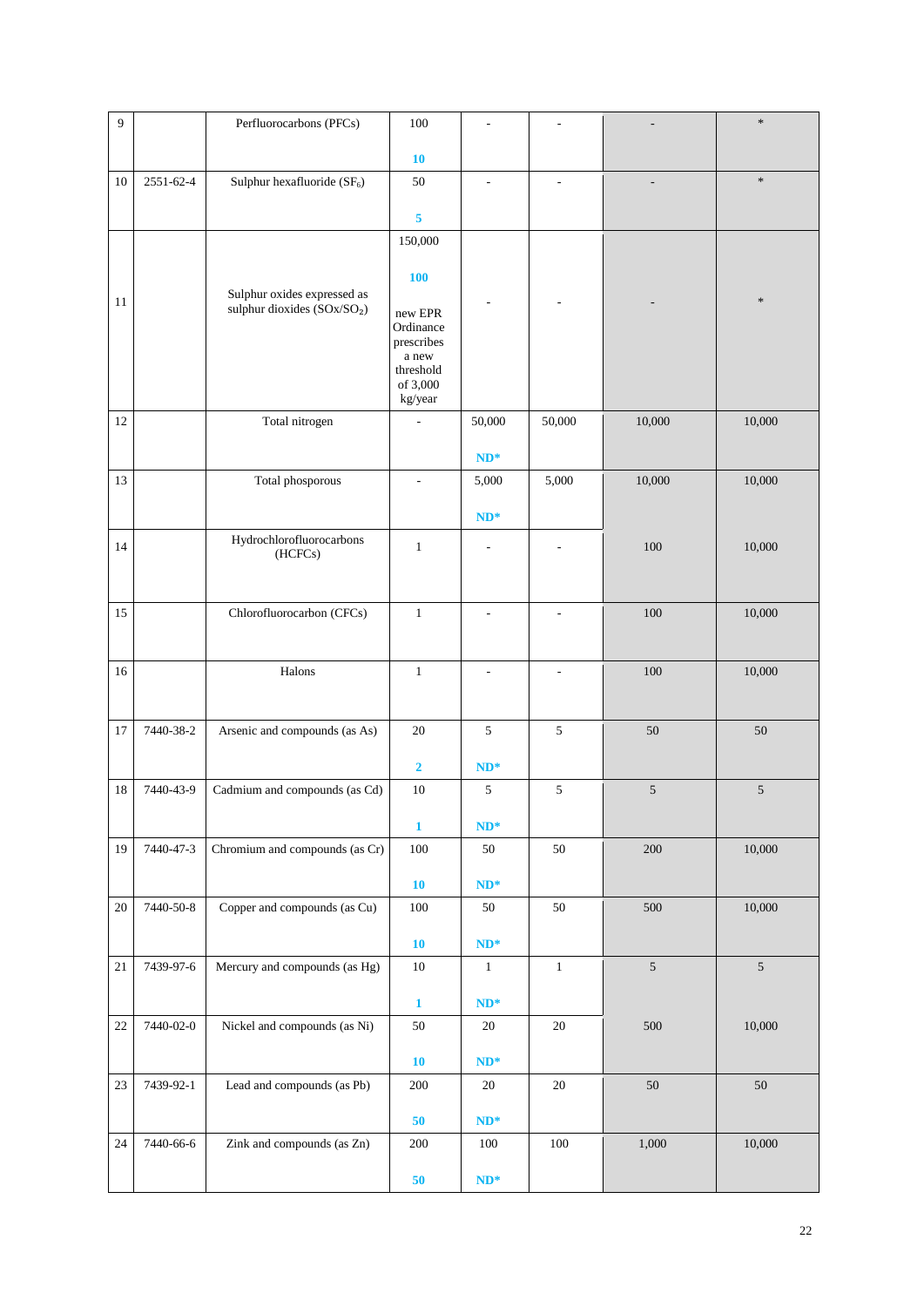| 9 | | Perfluorocarbons (PFCs) | 100<br><br>**10** | - | - | - | * |
|---|---|---|---|---|---|---|---|
| 10 | 2551-62-4 | Sulphur hexafluoride ($SF_6$) | 50<br><br>**5** | - | - | - | * |
| 11 | | Sulphur oxides expressed as sulphur dioxides ($SO_x/SO_2$) | 150,000<br><br>**100**<br><br>new EPR Ordinance prescribes a new threshold of 3,000 kg/year | - | - | - | * |
| 12 | | Total nitrogen | - | 50,000<br><br>**ND*** | 50,000 | 10,000 | 10,000 |
| 13 | | Total phosporous | - | 5,000<br><br>**ND*** | 5,000 | 10,000 | 10,000 |
| 14 | | Hydrochlorofluorocarbons (HCFCs) | 1 | - | - | 100 | 10,000 |
| 15 | | Chlorofluorocarbon (CFCs) | 1 | - | - | 100 | 10,000 |
| 16 | | Halons | 1 | - | - | 100 | 10,000 |
| 17 | 7440-38-2 | Arsenic and compounds (as As) | 20<br><br>**2** | 5<br><br>**ND*** | 5 | 50 | 50 |
| 18 | 7440-43-9 | Cadmium and compounds (as Cd) | 10<br><br>**1** | 5<br><br>**ND*** | 5 | 5 | 5 |
| 19 | 7440-47-3 | Chromium and compounds (as Cr) | 100<br><br>**10** | 50<br><br>**ND*** | 50 | 200 | 10,000 |
| 20 | 7440-50-8 | Copper and compounds (as Cu) | 100<br><br>**10** | 50<br><br>**ND*** | 50 | 500 | 10,000 |
| 21 | 7439-97-6 | Mercury and compounds (as Hg) | 10<br><br>**1** | 1<br><br>**ND*** | 1 | 5 | 5 |
| 22 | 7440-02-0 | Nickel and compounds (as Ni) | 50<br><br>**10** | 20<br><br>**ND*** | 20 | 500 | 10,000 |
| 23 | 7439-92-1 | Lead and compounds (as Pb) | 200<br><br>**50** | 20<br><br>**ND*** | 20 | 50 | 50 |
| 24 | 7440-66-6 | Zink and compounds (as Zn) | 200<br><br>**50** | 100<br><br>**ND*** | 100 | 1,000 | 10,000 |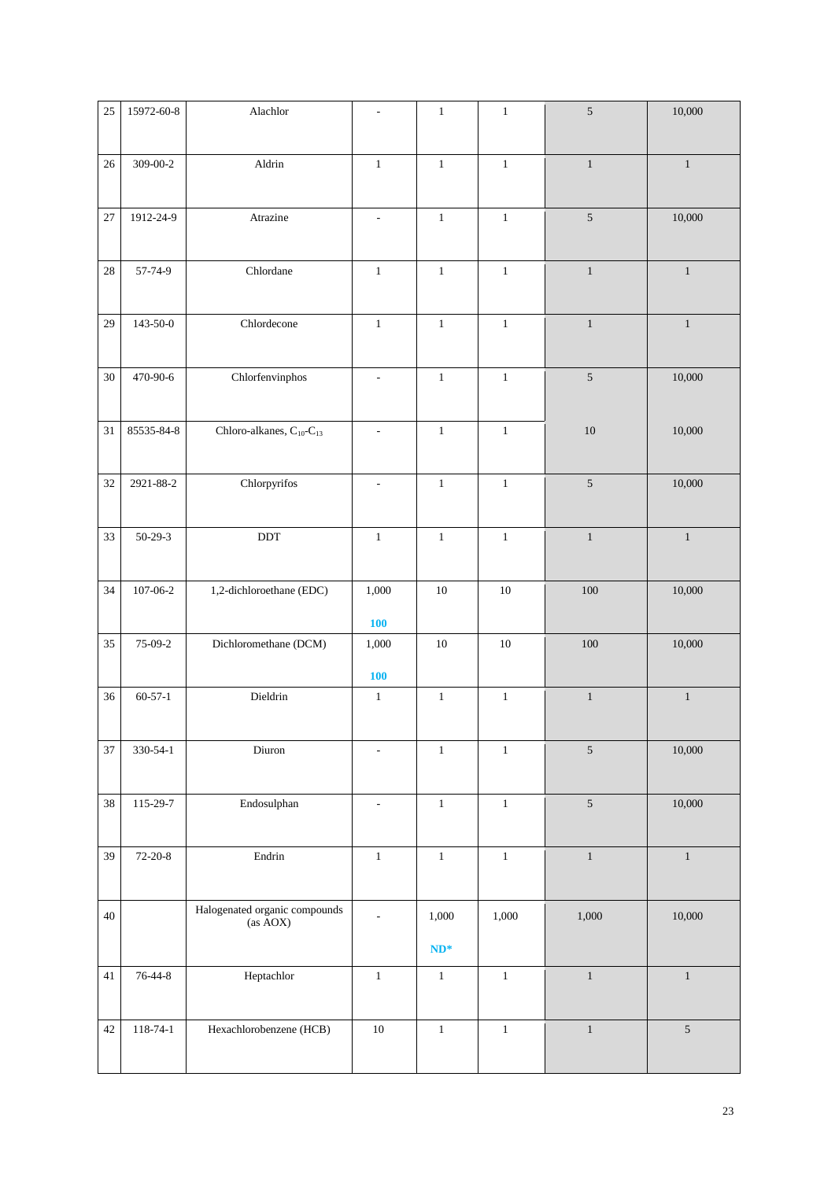| 25 | 15972-60-8 | Alachlor | - | 1 | 1 | 5 | 10,000 |
|---|---|---|---|---|---|---|---|
| 26 | 309-00-2 | Aldrin | 1 | 1 | 1 | 1 | 1 |
| 27 | 1912-24-9 | Atrazine | - | 1 | 1 | 5 | 10,000 |
| 28 | 57-74-9 | Chlordane | 1 | 1 | 1 | 1 | 1 |
| 29 | 143-50-0 | Chlordecone | 1 | 1 | 1 | 1 | 1 |
| 30 | 470-90-6 | Chlorfenvinphos | - | 1 | 1 | 5 | 10,000 |
| 31 | 85535-84-8 | Chloro-alkanes, $C_{10}$-$C_{13}$ | - | 1 | 1 | 10 | 10,000 |
| 32 | 2921-88-2 | Chlorpyrifos | - | 1 | 1 | 5 | 10,000 |
| 33 | 50-29-3 | DDT | 1 | 1 | 1 | 1 | 1 |
| 34 | 107-06-2 | 1,2-dichloroethane (EDC) | 1,000 **100** | 10 | 10 | 100 | 10,000 |
| 35 | 75-09-2 | Dichloromethane (DCM) | 1,000 **100** | 10 | 10 | 100 | 10,000 |
| 36 | 60-57-1 | Dieldrin | 1 | 1 | 1 | 1 | 1 |
| 37 | 330-54-1 | Diuron | - | 1 | 1 | 5 | 10,000 |
| 38 | 115-29-7 | Endosulphan | - | 1 | 1 | 5 | 10,000 |
| 39 | 72-20-8 | Endrin | 1 | 1 | 1 | 1 | 1 |
| 40 | | Halogenated organic compounds (as AOX) | - | 1,000 **ND*** | 1,000 | 1,000 | 10,000 |
| 41 | 76-44-8 | Heptachlor | 1 | 1 | 1 | 1 | 1 |
| 42 | 118-74-1 | Hexachlorobenzene (HCB) | 10 | 1 | 1 | 1 | 5 |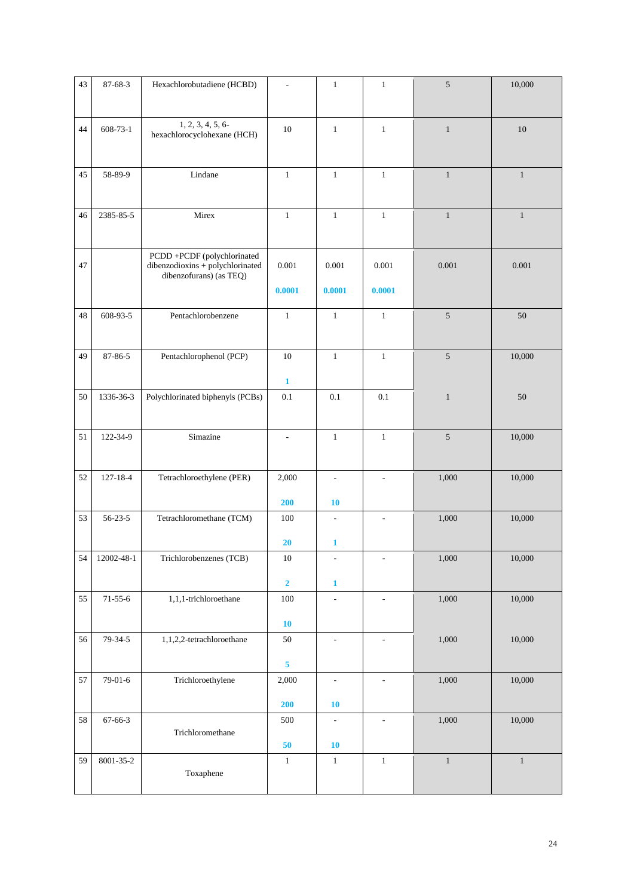| 43 | 87-68-3 | Hexachlorobutadiene (HCBD) | - | 1 | 1 | 5 | 10,000 |
|---|---|---|---|---|---|---|---|
| 44 | 608-73-1 | 1, 2, 3, 4, 5, 6-hexachlorocyclohexane (HCH) | 10 | 1 | 1 | 1 | 10 |
| 45 | 58-89-9 | Lindane | 1 | 1 | 1 | 1 | 1 |
| 46 | 2385-85-5 | Mirex | 1 | 1 | 1 | 1 | 1 |
| 47 | | PCDD +PCDF (polychlorinated dibenzodioxins + polychlorinated dibenzofurans) (as TEQ) | 0.001 **0.0001** | 0.001 **0.0001** | 0.001 **0.0001** | 0.001 | 0.001 |
| 48 | 608-93-5 | Pentachlorobenzene | 1 | 1 | 1 | 5 | 50 |
| 49 | 87-86-5 | Pentachlorophenol (PCP) | 10 **1** | 1 | 1 | 5 | 10,000 |
| 50 | 1336-36-3 | Polychlorinated biphenyls (PCBs) | 0.1 | 0.1 | 0.1 | 1 | 50 |
| 51 | 122-34-9 | Simazine | - | 1 | 1 | 5 | 10,000 |
| 52 | 127-18-4 | Tetrachloroethylene (PER) | 2,000 **200** | - **10** | - | 1,000 | 10,000 |
| 53 | 56-23-5 | Tetrachloromethane (TCM) | 100 **20** | - **1** | - | 1,000 | 10,000 |
| 54 | 12002-48-1 | Trichlorobenzenes (TCB) | 10 **2** | - **1** | - | 1,000 | 10,000 |
| 55 | 71-55-6 | 1,1,1-trichloroethane | 100 **10** | - | - | 1,000 | 10,000 |
| 56 | 79-34-5 | 1,1,2,2-tetrachloroethane | 50 **5** | - | - | 1,000 | 10,000 |
| 57 | 79-01-6 | Trichloroethylene | 2,000 **200** | - **10** | - | 1,000 | 10,000 |
| 58 | 67-66-3 | Trichloromethane | 500 **50** | - **10** | - | 1,000 | 10,000 |
| 59 | 8001-35-2 | Toxaphene | 1 | 1 | 1 | 1 | 1 |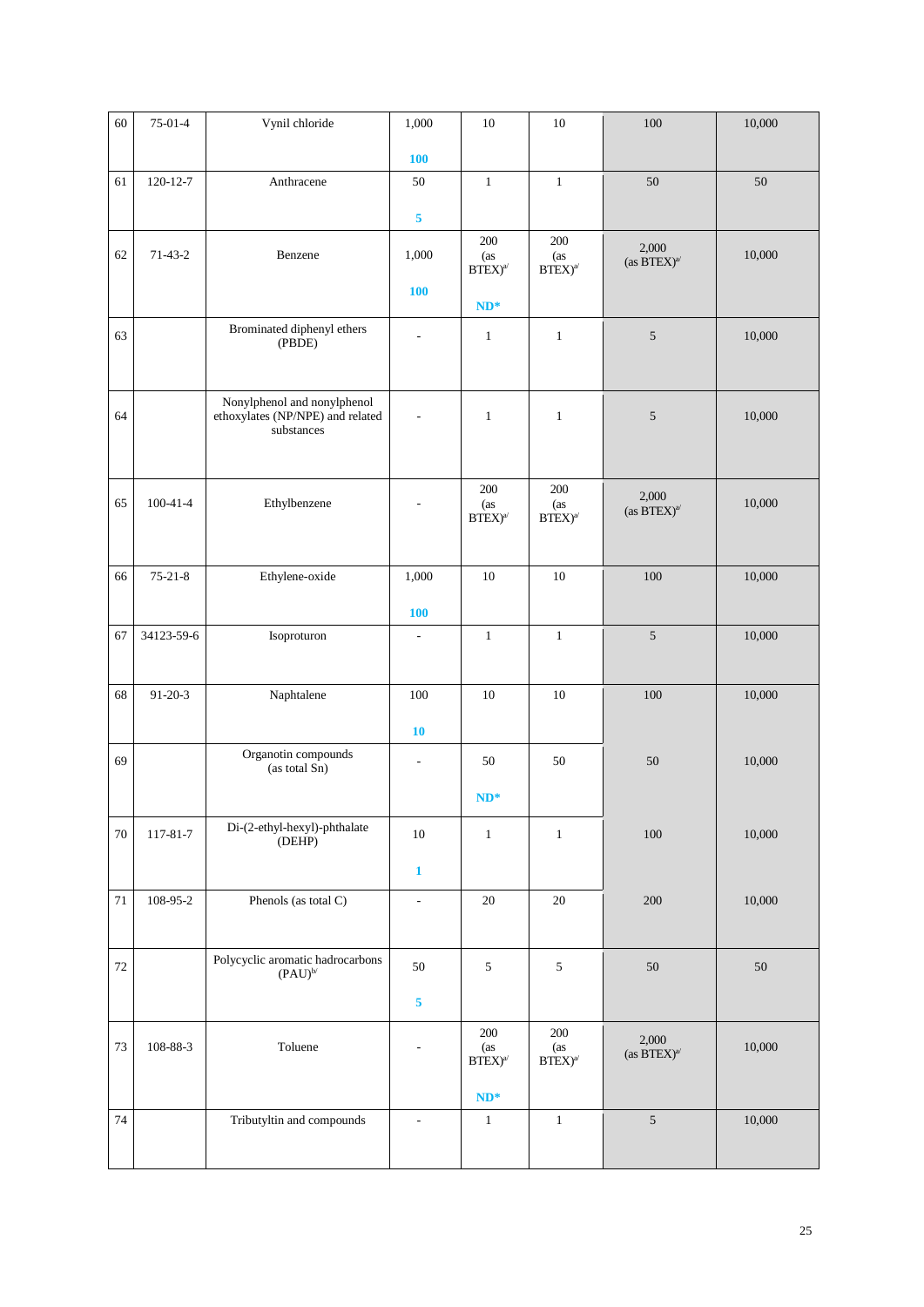| 60 | 75-01-4 | Vynil chloride | 1,000<br><br>100 | 10 | 10 | 100 | 10,000 |
|---|---|---|---|---|---|---|---|
| 61 | 120-12-7 | Anthracene | 50<br><br>5 | 1 | 1 | 50 | 50 |
| 62 | 71-43-2 | Benzene | 1,000<br><br>100 | 200 (as BTEX)[a/]<br><br>ND* | 200 (as BTEX)[a/] | 2,000 (as BTEX)[a/] | 10,000 |
| 63 | | Brominated diphenyl ethers (PBDE) | - | 1 | 1 | 5 | 10,000 |
| 64 | | Nonylphenol and nonylphenol ethoxylates (NP/NPE) and related substances | - | 1 | 1 | 5 | 10,000 |
| 65 | 100-41-4 | Ethylbenzene | - | 200 (as BTEX)[a/] | 200 (as BTEX)[a/] | 2,000 (as BTEX)[a/] | 10,000 |
| 66 | 75-21-8 | Ethylene-oxide | 1,000<br><br>100 | 10 | 10 | 100 | 10,000 |
| 67 | 34123-59-6 | Isoproturon | - | 1 | 1 | 5 | 10,000 |
| 68 | 91-20-3 | Naphtalene | 100<br><br>10 | 10 | 10 | 100 | 10,000 |
| 69 | | Organotin compounds (as total Sn) | - | 50<br><br>ND* | 50 | 50 | 10,000 |
| 70 | 117-81-7 | Di-(2-ethyl-hexyl)-phthalate (DEHP) | 10<br><br>1 | 1 | 1 | 100 | 10,000 |
| 71 | 108-95-2 | Phenols (as total C) | - | 20 | 20 | 200 | 10,000 |
| 72 | | Polycyclic aromatic hadrocarbons (PAU)[b/] | 50<br><br>5 | 5 | 5 | 50 | 50 |
| 73 | 108-88-3 | Toluene | - | 200 (as BTEX)[a/]<br><br>ND* | 200 (as BTEX)[a/] | 2,000 (as BTEX)[a/] | 10,000 |
| 74 | | Tributyltin and compounds | - | 1 | 1 | 5 | 10,000 |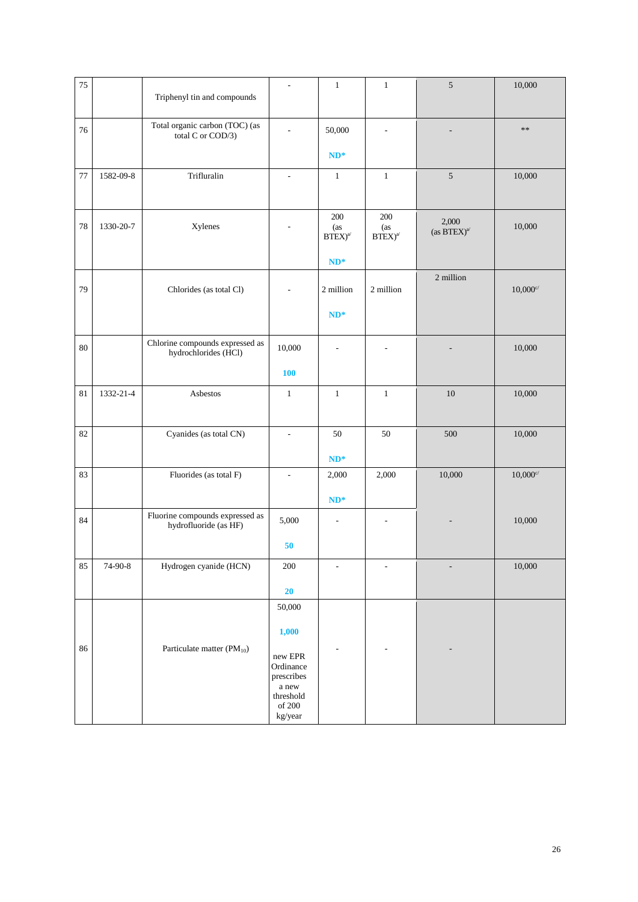| | | | | | | | |
|---|---|---|---|---|---|---|---|
| 75 | | Triphenyl tin and compounds | - | 1 | 1 | 5 | 10,000 |
| 76 | | Total organic carbon (TOC) (as total C or COD/3) | - | 50,000<br><br>**ND*** | - | - | ** |
| 77 | 1582-09-8 | Trifluralin | - | 1 | 1 | 5 | 10,000 |
| 78 | 1330-20-7 | Xylenes | - | 200 (as BTEX)[a/]<br><br>**ND*** | 200 (as BTEX)[a/] | 2,000 (as BTEX)[a/] | 10,000 |
| 79 | | Chlorides (as total Cl) | - | 2 million<br><br>**ND*** | 2 million | 2 million | 10,000[c/] |
| 80 | | Chlorine compounds expressed as hydrochlorides (HCl) | 10,000<br><br>**100** | - | - | - | 10,000 |
| 81 | 1332-21-4 | Asbestos | 1 | 1 | 1 | 10 | 10,000 |
| 82 | | Cyanides (as total CN) | - | 50<br><br>**ND*** | 50 | 500 | 10,000 |
| 83 | | Fluorides (as total F) | - | 2,000<br><br>**ND*** | 2,000 | 10,000 | 10,000[c/] |
| 84 | | Fluorine compounds expressed as hydrofluoride (as HF) | 5,000<br><br>**50** | - | - | - | 10,000 |
| 85 | 74-90-8 | Hydrogen cyanide (HCN) | 200<br><br>**20** | - | - | - | 10,000 |
| 86 | | Particulate matter ($PM_{10}$) | 50,000<br><br>**1,000**<br><br>new EPR Ordinance prescribes a new threshold of 200 kg/year | - | - | - | |